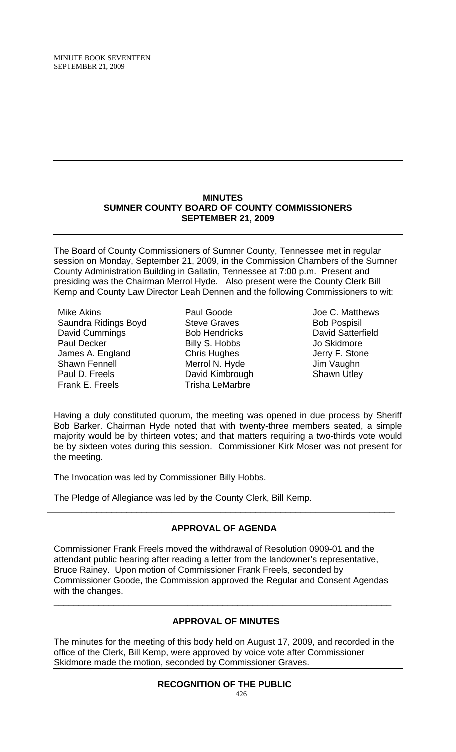# MINUTES
## SUMNER COUNTY BOARD OF COUNTY COMMISSIONERS
## SEPTEMBER 21, 2009

The Board of County Commissioners of Sumner County, Tennessee met in regular session on Monday, September 21, 2009, in the Commission Chambers of the Sumner County Administration Building in Gallatin, Tennessee at 7:00 p.m. Present and presiding was the Chairman Merrol Hyde. Also present were the County Clerk Bill Kemp and County Law Director Leah Dennen and the following Commissioners to wit:

| | | |
|---|---|---|
| Mike Akins | Paul Goode | Joe C. Matthews |
| Saundra Ridings Boyd | Steve Graves | Bob Pospisil |
| David Cummings | Bob Hendricks | David Satterfield |
| Paul Decker | Billy S. Hobbs | Jo Skidmore |
| James A. England | Chris Hughes | Jerry F. Stone |
| Shawn Fennell | Merrol N. Hyde | Jim Vaughn |
| Paul D. Freels | David Kimbrough | Shawn Utley |
| Frank E. Freels | Trisha LeMarbre | |

Having a duly constituted quorum, the meeting was opened in due process by Sheriff Bob Barker. Chairman Hyde noted that with twenty-three members seated, a simple majority would be by thirteen votes; and that matters requiring a two-thirds vote would be by sixteen votes during this session. Commissioner Kirk Moser was not present for the meeting.

The Invocation was led by Commissioner Billy Hobbs.

The Pledge of Allegiance was led by the County Clerk, Bill Kemp.

---

### APPROVAL OF AGENDA

Commissioner Frank Freels moved the withdrawal of Resolution 0909-01 and the attendant public hearing after reading a letter from the landowner's representative, Bruce Rainey. Upon motion of Commissioner Frank Freels, seconded by Commissioner Goode, the Commission approved the Regular and Consent Agendas with the changes.

---

### APPROVAL OF MINUTES

The minutes for the meeting of this body held on August 17, 2009, and recorded in the office of the Clerk, Bill Kemp, were approved by voice vote after Commissioner Skidmore made the motion, seconded by Commissioner Graves.

---

### RECOGNITION OF THE PUBLIC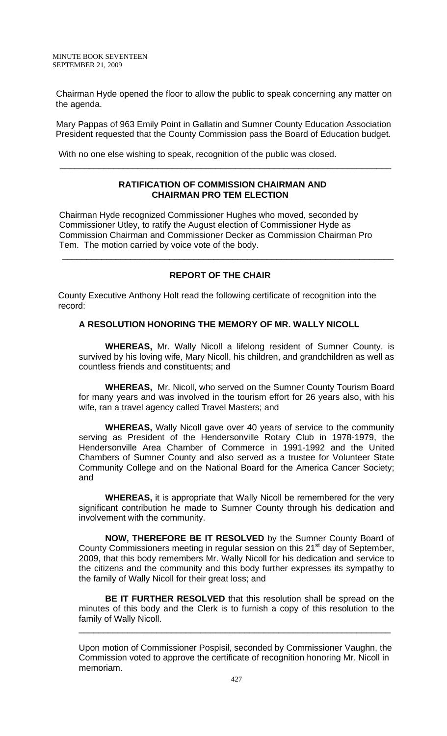Chairman Hyde opened the floor to allow the public to speak concerning any matter on the agenda.

Mary Pappas of 963 Emily Point in Gallatin and Sumner County Education Association President requested that the County Commission pass the Board of Education budget.

With no one else wishing to speak, recognition of the public was closed.

---

## RATIFICATION OF COMMISSION CHAIRMAN AND CHAIRMAN PRO TEM ELECTION

Chairman Hyde recognized Commissioner Hughes who moved, seconded by Commissioner Utley, to ratify the August election of Commissioner Hyde as Commission Chairman and Commissioner Decker as Commission Chairman Pro Tem. The motion carried by voice vote of the body.

---

## REPORT OF THE CHAIR

County Executive Anthony Holt read the following certificate of recognition into the record:

### A RESOLUTION HONORING THE MEMORY OF MR. WALLY NICOLL

**WHEREAS,** Mr. Wally Nicoll a lifelong resident of Sumner County, is survived by his loving wife, Mary Nicoll, his children, and grandchildren as well as countless friends and constituents; and

**WHEREAS,** Mr. Nicoll, who served on the Sumner County Tourism Board for many years and was involved in the tourism effort for 26 years also, with his wife, ran a travel agency called Travel Masters; and

**WHEREAS,** Wally Nicoll gave over 40 years of service to the community serving as President of the Hendersonville Rotary Club in 1978-1979, the Hendersonville Area Chamber of Commerce in 1991-1992 and the United Chambers of Sumner County and also served as a trustee for Volunteer State Community College and on the National Board for the America Cancer Society; and

**WHEREAS,** it is appropriate that Wally Nicoll be remembered for the very significant contribution he made to Sumner County through his dedication and involvement with the community.

**NOW, THEREFORE BE IT RESOLVED** by the Sumner County Board of County Commissioners meeting in regular session on this 21st day of September, 2009, that this body remembers Mr. Wally Nicoll for his dedication and service to the citizens and the community and this body further expresses its sympathy to the family of Wally Nicoll for their great loss; and

**BE IT FURTHER RESOLVED** that this resolution shall be spread on the minutes of this body and the Clerk is to furnish a copy of this resolution to the family of Wally Nicoll.

---

Upon motion of Commissioner Pospisil, seconded by Commissioner Vaughn, the Commission voted to approve the certificate of recognition honoring Mr. Nicoll in memoriam.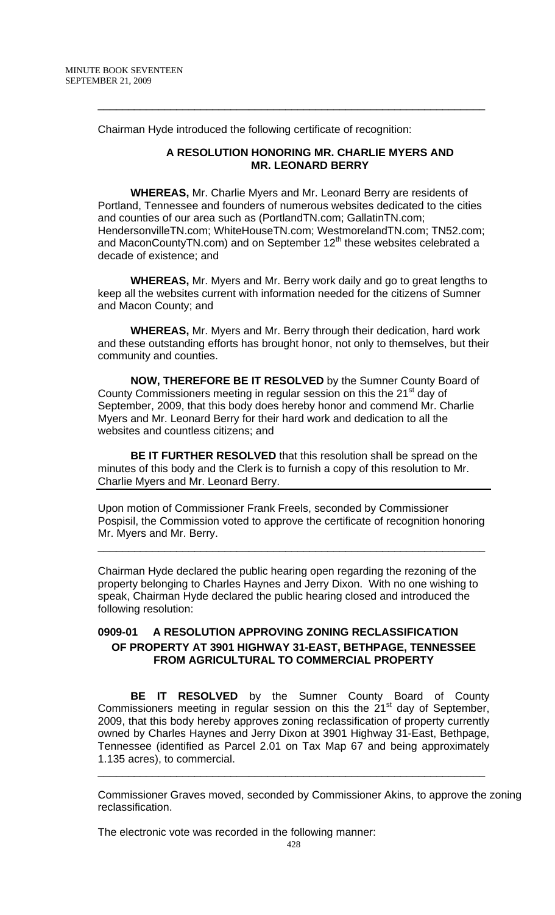Chairman Hyde introduced the following certificate of recognition:

**A RESOLUTION HONORING MR. CHARLIE MYERS AND MR. LEONARD BERRY**

**WHEREAS,** Mr. Charlie Myers and Mr. Leonard Berry are residents of Portland, Tennessee and founders of numerous websites dedicated to the cities and counties of our area such as (PortlandTN.com; GallatinTN.com; HendersonvilleTN.com; WhiteHouseTN.com; WestmorelandTN.com; TN52.com; and MaconCountyTN.com) and on September 12th these websites celebrated a decade of existence; and

**WHEREAS,** Mr. Myers and Mr. Berry work daily and go to great lengths to keep all the websites current with information needed for the citizens of Sumner and Macon County; and

**WHEREAS,** Mr. Myers and Mr. Berry through their dedication, hard work and these outstanding efforts has brought honor, not only to themselves, but their community and counties.

**NOW, THEREFORE BE IT RESOLVED** by the Sumner County Board of County Commissioners meeting in regular session on this the 21st day of September, 2009, that this body does hereby honor and commend Mr. Charlie Myers and Mr. Leonard Berry for their hard work and dedication to all the websites and countless citizens; and

**BE IT FURTHER RESOLVED** that this resolution shall be spread on the minutes of this body and the Clerk is to furnish a copy of this resolution to Mr. Charlie Myers and Mr. Leonard Berry.

Upon motion of Commissioner Frank Freels, seconded by Commissioner Pospisil, the Commission voted to approve the certificate of recognition honoring Mr. Myers and Mr. Berry.

---

Chairman Hyde declared the public hearing open regarding the rezoning of the property belonging to Charles Haynes and Jerry Dixon. With no one wishing to speak, Chairman Hyde declared the public hearing closed and introduced the following resolution:

**0909-01 A RESOLUTION APPROVING ZONING RECLASSIFICATION OF PROPERTY AT 3901 HIGHWAY 31-EAST, BETHPAGE, TENNESSEE FROM AGRICULTURAL TO COMMERCIAL PROPERTY**

**BE IT RESOLVED** by the Sumner County Board of County Commissioners meeting in regular session on this the 21st day of September, 2009, that this body hereby approves zoning reclassification of property currently owned by Charles Haynes and Jerry Dixon at 3901 Highway 31-East, Bethpage, Tennessee (identified as Parcel 2.01 on Tax Map 67 and being approximately 1.135 acres), to commercial.

---

Commissioner Graves moved, seconded by Commissioner Akins, to approve the zoning reclassification.

The electronic vote was recorded in the following manner: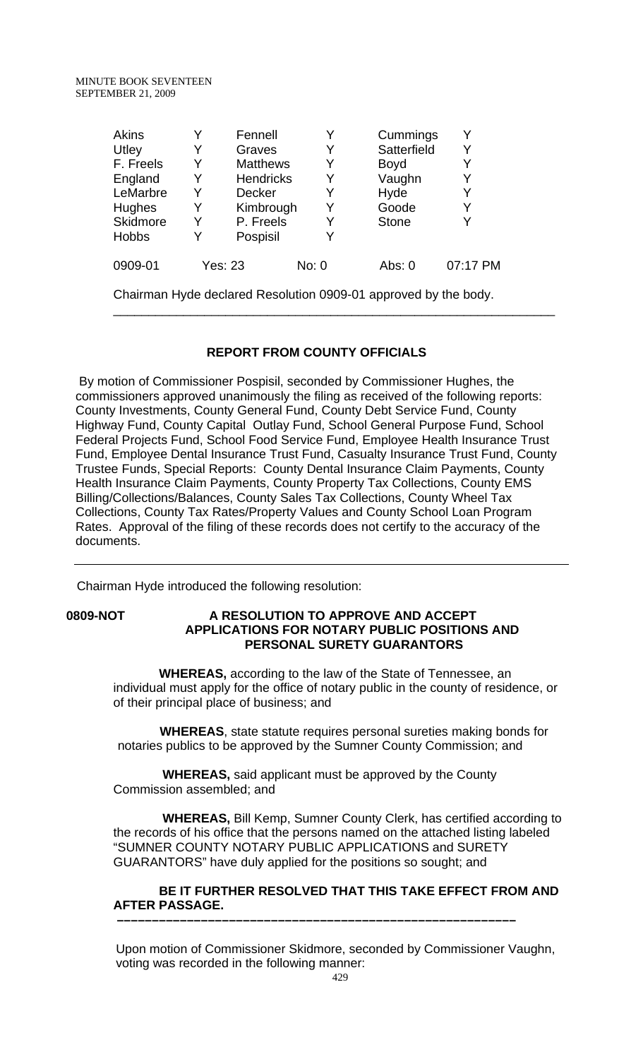| Akins | Y | Fennell | Y | Cummings | Y |
|---|---|---|---|---|---|
| Utley | Y | Graves | Y | Satterfield | Y |
| F. Freels | Y | Matthews | Y | Boyd | Y |
| England | Y | Hendricks | Y | Vaughn | Y |
| LeMarbre | Y | Decker | Y | Hyde | Y |
| Hughes | Y | Kimbrough | Y | Goode | Y |
| Skidmore | Y | P. Freels | Y | Stone | Y |
| Hobbs | Y | Pospisil | Y | | |

| 0909-01 | Yes: 23 | No: 0 | Abs: 0 | 07:17 PM |
|---|---|---|---|---|

Chairman Hyde declared Resolution 0909-01 approved by the body.

---

**REPORT FROM COUNTY OFFICIALS**

By motion of Commissioner Pospisil, seconded by Commissioner Hughes, the commissioners approved unanimously the filing as received of the following reports: County Investments, County General Fund, County Debt Service Fund, County Highway Fund, County Capital Outlay Fund, School General Purpose Fund, School Federal Projects Fund, School Food Service Fund, Employee Health Insurance Trust Fund, Employee Dental Insurance Trust Fund, Casualty Insurance Trust Fund, County Trustee Funds, Special Reports: County Dental Insurance Claim Payments, County Health Insurance Claim Payments, County Property Tax Collections, County EMS Billing/Collections/Balances, County Sales Tax Collections, County Wheel Tax Collections, County Tax Rates/Property Values and County School Loan Program Rates. Approval of the filing of these records does not certify to the accuracy of the documents.

---

Chairman Hyde introduced the following resolution:

**0809-NOT A RESOLUTION TO APPROVE AND ACCEPT APPLICATIONS FOR NOTARY PUBLIC POSITIONS AND PERSONAL SURETY GUARANTORS**

**WHEREAS,** according to the law of the State of Tennessee, an individual must apply for the office of notary public in the county of residence, or of their principal place of business; and

**WHEREAS**, state statute requires personal sureties making bonds for notaries publics to be approved by the Sumner County Commission; and

**WHEREAS,** said applicant must be approved by the County Commission assembled; and

**WHEREAS,** Bill Kemp, Sumner County Clerk, has certified according to the records of his office that the persons named on the attached listing labeled "SUMNER COUNTY NOTARY PUBLIC APPLICATIONS and SURETY GUARANTORS" have duly applied for the positions so sought; and

**BE IT FURTHER RESOLVED THAT THIS TAKE EFFECT FROM AND AFTER PASSAGE.**

---

Upon motion of Commissioner Skidmore, seconded by Commissioner Vaughn, voting was recorded in the following manner: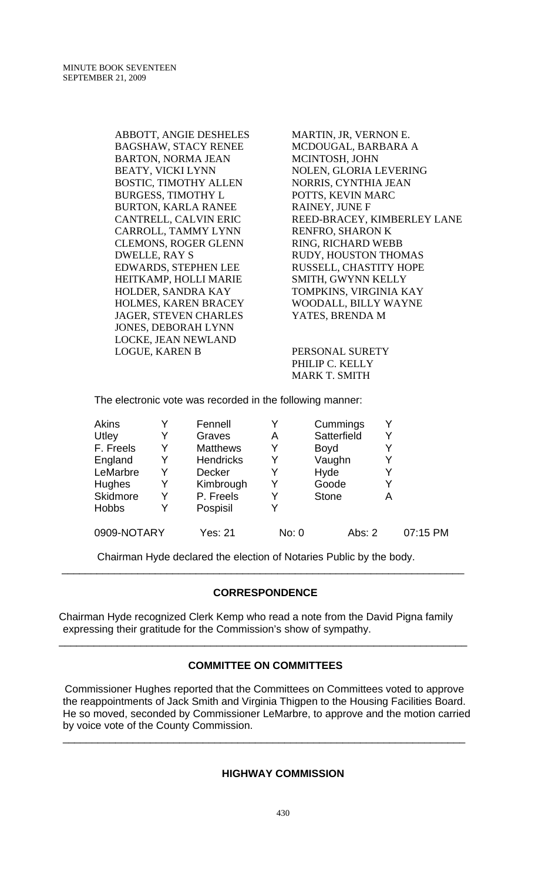ABBOTT, ANGIE DESHELES
BAGSHAW, STACY RENEE
BARTON, NORMA JEAN
BEATY, VICKI LYNN
BOSTIC, TIMOTHY ALLEN
BURGESS, TIMOTHY L
BURTON, KARLA RANEE
CANTRELL, CALVIN ERIC
CARROLL, TAMMY LYNN
CLEMONS, ROGER GLENN
DWELLE, RAY S
EDWARDS, STEPHEN LEE
HEITKAMP, HOLLI MARIE
HOLDER, SANDRA KAY
HOLMES, KAREN BRACEY
JAGER, STEVEN CHARLES
JONES, DEBORAH LYNN
LOCKE, JEAN NEWLAND
LOGUE, KAREN B
MARTIN, JR, VERNON E.
MCDOUGAL, BARBARA A
MCINTOSH, JOHN
NOLEN, GLORIA LEVERING
NORRIS, CYNTHIA JEAN
POTTS, KEVIN MARC
RAINEY, JUNE F
REED-BRACEY, KIMBERLEY LANE
RENFRO, SHARON K
RING, RICHARD WEBB
RUDY, HOUSTON THOMAS
RUSSELL, CHASTITY HOPE
SMITH, GWYNN KELLY
TOMPKINS, VIRGINIA KAY
WOODALL, BILLY WAYNE
YATES, BRENDA M

PERSONAL SURETY
PHILIP C. KELLY
MARK T. SMITH

The electronic vote was recorded in the following manner:

| | | | | | |
|---|---|---|---|---|---|
| Akins | Y | Fennell | Y | Cummings | Y |
| Utley | Y | Graves | A | Satterfield | Y |
| F. Freels | Y | Matthews | Y | Boyd | Y |
| England | Y | Hendricks | Y | Vaughn | Y |
| LeMarbre | Y | Decker | Y | Hyde | Y |
| Hughes | Y | Kimbrough | Y | Goode | Y |
| Skidmore | Y | P. Freels | Y | Stone | A |
| Hobbs | Y | Pospisil | Y | | |

0909-NOTARY Yes: 21 No: 0 Abs: 2 07:15 PM

Chairman Hyde declared the election of Notaries Public by the body.

---

## CORRESPONDENCE

Chairman Hyde recognized Clerk Kemp who read a note from the David Pigna family expressing their gratitude for the Commission's show of sympathy.

---

## COMMITTEE ON COMMITTEES

Commissioner Hughes reported that the Committees on Committees voted to approve the reappointments of Jack Smith and Virginia Thigpen to the Housing Facilities Board. He so moved, seconded by Commissioner LeMarbre, to approve and the motion carried by voice vote of the County Commission.

---

## HIGHWAY COMMISSION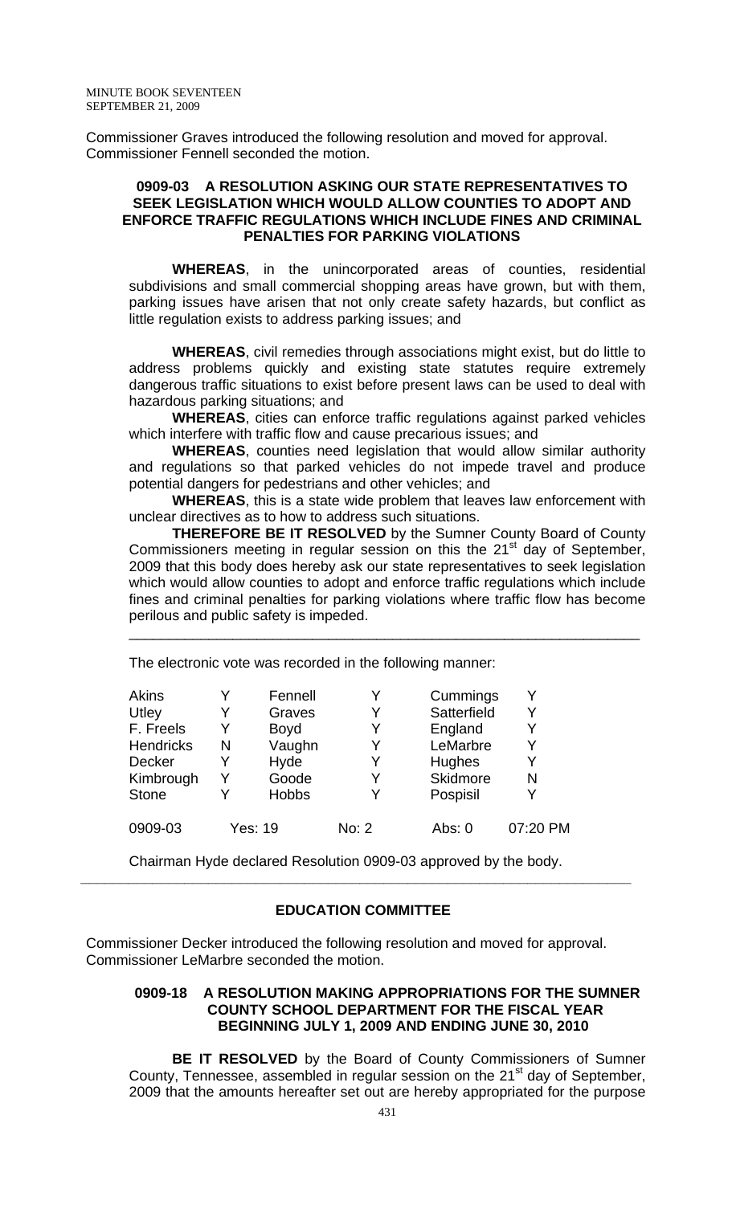Commissioner Graves introduced the following resolution and moved for approval. Commissioner Fennell seconded the motion.

### 0909-03 A RESOLUTION ASKING OUR STATE REPRESENTATIVES TO SEEK LEGISLATION WHICH WOULD ALLOW COUNTIES TO ADOPT AND ENFORCE TRAFFIC REGULATIONS WHICH INCLUDE FINES AND CRIMINAL PENALTIES FOR PARKING VIOLATIONS

**WHEREAS**, in the unincorporated areas of counties, residential subdivisions and small commercial shopping areas have grown, but with them, parking issues have arisen that not only create safety hazards, but conflict as little regulation exists to address parking issues; and

**WHEREAS**, civil remedies through associations might exist, but do little to address problems quickly and existing state statutes require extremely dangerous traffic situations to exist before present laws can be used to deal with hazardous parking situations; and

**WHEREAS**, cities can enforce traffic regulations against parked vehicles which interfere with traffic flow and cause precarious issues; and

**WHEREAS**, counties need legislation that would allow similar authority and regulations so that parked vehicles do not impede travel and produce potential dangers for pedestrians and other vehicles; and

**WHEREAS**, this is a state wide problem that leaves law enforcement with unclear directives as to how to address such situations.

**THEREFORE BE IT RESOLVED** by the Sumner County Board of County Commissioners meeting in regular session on this the 21st day of September, 2009 that this body does hereby ask our state representatives to seek legislation which would allow counties to adopt and enforce traffic regulations which include fines and criminal penalties for parking violations where traffic flow has become perilous and public safety is impeded.

---

The electronic vote was recorded in the following manner:

| | | | | | |
|---|---|---|---|---|---|
| Akins | Y | Fennell | Y | Cummings | Y |
| Utley | Y | Graves | Y | Satterfield | Y |
| F. Freels | Y | Boyd | Y | England | Y |
| Hendricks | N | Vaughn | Y | LeMarbre | Y |
| Decker | Y | Hyde | Y | Hughes | Y |
| Kimbrough | Y | Goode | Y | Skidmore | N |
| Stone | Y | Hobbs | Y | Pospisil | Y |
| 0909-03 | Yes: 19 | | No: 2 | Abs: 0 | 07:20 PM |

Chairman Hyde declared Resolution 0909-03 approved by the body.

---

## EDUCATION COMMITTEE

Commissioner Decker introduced the following resolution and moved for approval. Commissioner LeMarbre seconded the motion.

### 0909-18 A RESOLUTION MAKING APPROPRIATIONS FOR THE SUMNER COUNTY SCHOOL DEPARTMENT FOR THE FISCAL YEAR BEGINNING JULY 1, 2009 AND ENDING JUNE 30, 2010

**BE IT RESOLVED** by the Board of County Commissioners of Sumner County, Tennessee, assembled in regular session on the 21st day of September, 2009 that the amounts hereafter set out are hereby appropriated for the purpose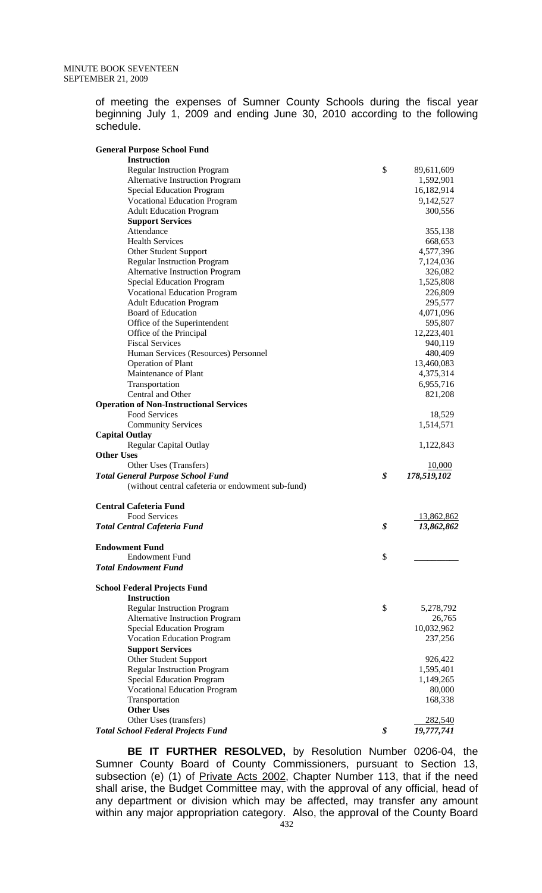of meeting the expenses of Sumner County Schools during the fiscal year beginning July 1, 2009 and ending June 30, 2010 according to the following schedule.

| | | |
|---|---|---|
| **General Purpose School Fund** | | |
| **Instruction** | | |
| Regular Instruction Program | $ | 89,611,609 |
| Alternative Instruction Program | | 1,592,901 |
| Special Education Program | | 16,182,914 |
| Vocational Education Program | | 9,142,527 |
| Adult Education Program | | 300,556 |
| **Support Services** | | |
| Attendance | | 355,138 |
| Health Services | | 668,653 |
| Other Student Support | | 4,577,396 |
| Regular Instruction Program | | 7,124,036 |
| Alternative Instruction Program | | 326,082 |
| Special Education Program | | 1,525,808 |
| Vocational Education Program | | 226,809 |
| Adult Education Program | | 295,577 |
| Board of Education | | 4,071,096 |
| Office of the Superintendent | | 595,807 |
| Office of the Principal | | 12,223,401 |
| Fiscal Services | | 940,119 |
| Human Services (Resources) Personnel | | 480,409 |
| Operation of Plant | | 13,460,083 |
| Maintenance of Plant | | 4,375,314 |
| Transportation | | 6,955,716 |
| Central and Other | | 821,208 |
| **Operation of Non-Instructional Services** | | |
| Food Services | | 18,529 |
| Community Services | | 1,514,571 |
| **Capital Outlay** | | |
| Regular Capital Outlay | | 1,122,843 |
| **Other Uses** | | |
| Other Uses (Transfers) | | 10,000 |
| ***Total General Purpose School Fund*** | ***$*** | ***178,519,102*** |
| (without central cafeteria or endowment sub-fund) | | |
| | | |
| **Central Cafeteria Fund** | | |
| Food Services | | 13,862,862 |
| ***Total Central Cafeteria Fund*** | ***$*** | ***13,862,862*** |
| | | |
| **Endowment Fund** | | |
| Endowment Fund | $ | |
| ***Total Endowment Fund*** | | |
| | | |
| **School Federal Projects Fund** | | |
| **Instruction** | | |
| Regular Instruction Program | $ | 5,278,792 |
| Alternative Instruction Program | | 26,765 |
| Special Education Program | | 10,032,962 |
| Vocation Education Program | | 237,256 |
| **Support Services** | | |
| Other Student Support | | 926,422 |
| Regular Instruction Program | | 1,595,401 |
| Special Education Program | | 1,149,265 |
| Vocational Education Program | | 80,000 |
| Transportation | | 168,338 |
| **Other Uses** | | |
| Other Uses (transfers) | | 282,540 |
| ***Total School Federal Projects Fund*** | ***$*** | ***19,777,741*** |

**BE IT FURTHER RESOLVED,** by Resolution Number 0206-04, the Sumner County Board of County Commissioners, pursuant to Section 13, subsection (e) (1) of Private Acts 2002, Chapter Number 113, that if the need shall arise, the Budget Committee may, with the approval of any official, head of any department or division which may be affected, may transfer any amount within any major appropriation category. Also, the approval of the County Board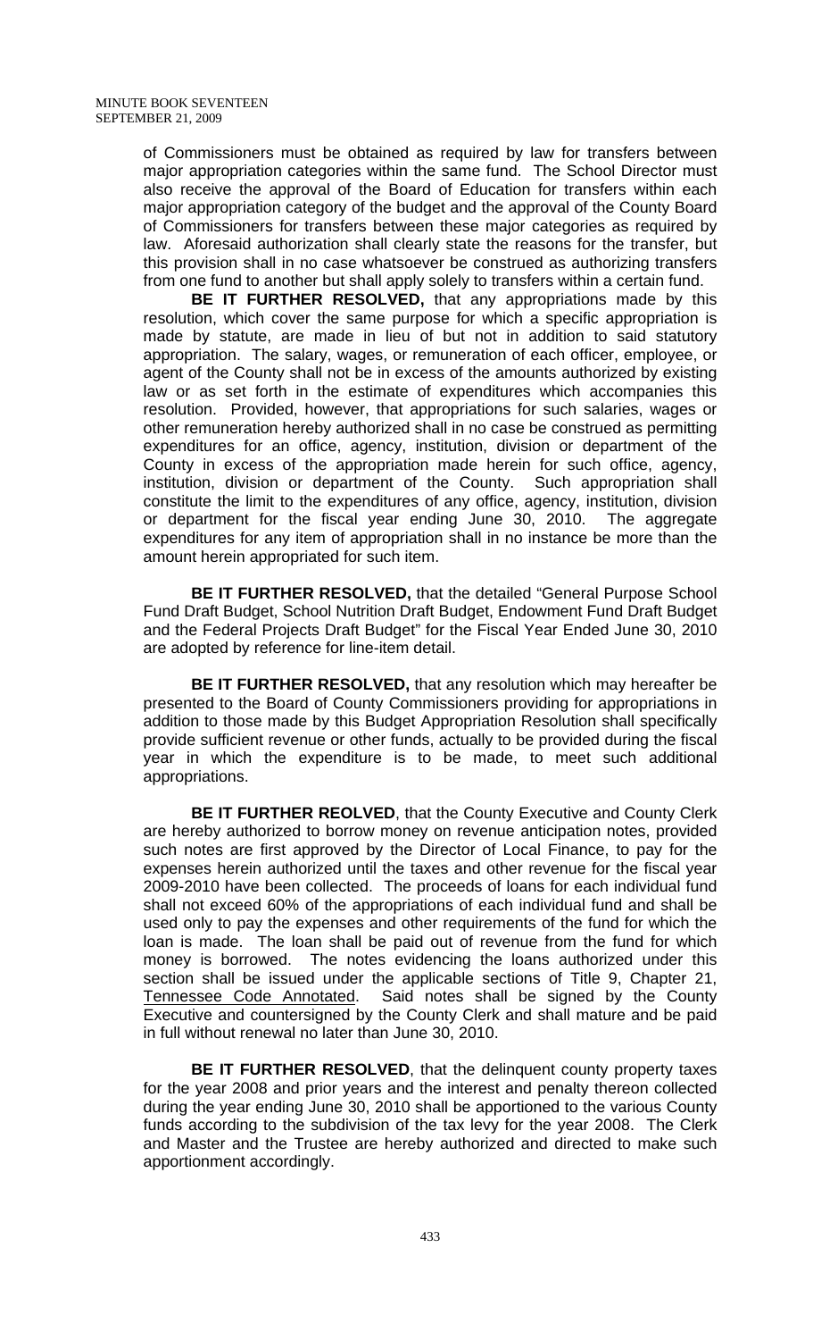of Commissioners must be obtained as required by law for transfers between major appropriation categories within the same fund. The School Director must also receive the approval of the Board of Education for transfers within each major appropriation category of the budget and the approval of the County Board of Commissioners for transfers between these major categories as required by law. Aforesaid authorization shall clearly state the reasons for the transfer, but this provision shall in no case whatsoever be construed as authorizing transfers from one fund to another but shall apply solely to transfers within a certain fund.

**BE IT FURTHER RESOLVED,** that any appropriations made by this resolution, which cover the same purpose for which a specific appropriation is made by statute, are made in lieu of but not in addition to said statutory appropriation. The salary, wages, or remuneration of each officer, employee, or agent of the County shall not be in excess of the amounts authorized by existing law or as set forth in the estimate of expenditures which accompanies this resolution. Provided, however, that appropriations for such salaries, wages or other remuneration hereby authorized shall in no case be construed as permitting expenditures for an office, agency, institution, division or department of the County in excess of the appropriation made herein for such office, agency, institution, division or department of the County. Such appropriation shall constitute the limit to the expenditures of any office, agency, institution, division or department for the fiscal year ending June 30, 2010. The aggregate expenditures for any item of appropriation shall in no instance be more than the amount herein appropriated for such item.

**BE IT FURTHER RESOLVED,** that the detailed "General Purpose School Fund Draft Budget, School Nutrition Draft Budget, Endowment Fund Draft Budget and the Federal Projects Draft Budget" for the Fiscal Year Ended June 30, 2010 are adopted by reference for line-item detail.

**BE IT FURTHER RESOLVED,** that any resolution which may hereafter be presented to the Board of County Commissioners providing for appropriations in addition to those made by this Budget Appropriation Resolution shall specifically provide sufficient revenue or other funds, actually to be provided during the fiscal year in which the expenditure is to be made, to meet such additional appropriations.

**BE IT FURTHER REOLVED**, that the County Executive and County Clerk are hereby authorized to borrow money on revenue anticipation notes, provided such notes are first approved by the Director of Local Finance, to pay for the expenses herein authorized until the taxes and other revenue for the fiscal year 2009-2010 have been collected. The proceeds of loans for each individual fund shall not exceed 60% of the appropriations of each individual fund and shall be used only to pay the expenses and other requirements of the fund for which the loan is made. The loan shall be paid out of revenue from the fund for which money is borrowed. The notes evidencing the loans authorized under this section shall be issued under the applicable sections of Title 9, Chapter 21, Tennessee Code Annotated. Said notes shall be signed by the County Executive and countersigned by the County Clerk and shall mature and be paid in full without renewal no later than June 30, 2010.

**BE IT FURTHER RESOLVED**, that the delinquent county property taxes for the year 2008 and prior years and the interest and penalty thereon collected during the year ending June 30, 2010 shall be apportioned to the various County funds according to the subdivision of the tax levy for the year 2008. The Clerk and Master and the Trustee are hereby authorized and directed to make such apportionment accordingly.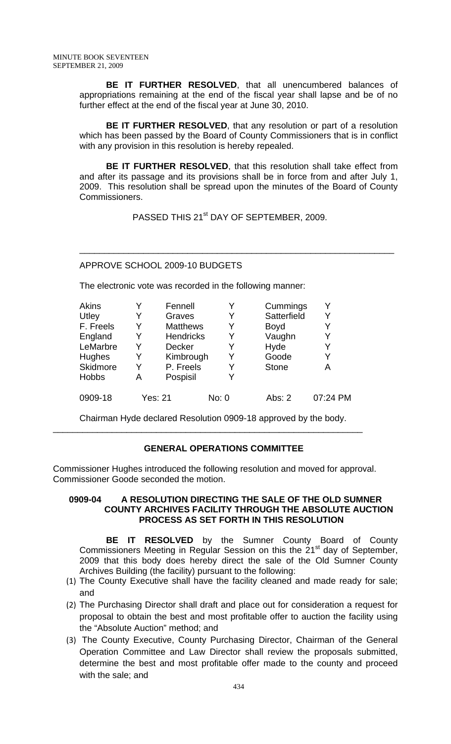**BE IT FURTHER RESOLVED**, that all unencumbered balances of appropriations remaining at the end of the fiscal year shall lapse and be of no further effect at the end of the fiscal year at June 30, 2010.

**BE IT FURTHER RESOLVED**, that any resolution or part of a resolution which has been passed by the Board of County Commissioners that is in conflict with any provision in this resolution is hereby repealed.

**BE IT FURTHER RESOLVED**, that this resolution shall take effect from and after its passage and its provisions shall be in force from and after July 1, 2009. This resolution shall be spread upon the minutes of the Board of County Commissioners.

PASSED THIS 21st DAY OF SEPTEMBER, 2009.

---

APPROVE SCHOOL 2009-10 BUDGETS

The electronic vote was recorded in the following manner:

| | | | | | |
|---|---|---|---|---|---|
| Akins | Y | Fennell | Y | Cummings | Y |
| Utley | Y | Graves | Y | Satterfield | Y |
| F. Freels | Y | Matthews | Y | Boyd | Y |
| England | Y | Hendricks | Y | Vaughn | Y |
| LeMarbre | Y | Decker | Y | Hyde | Y |
| Hughes | Y | Kimbrough | Y | Goode | Y |
| Skidmore | Y | P. Freels | Y | Stone | A |
| Hobbs | A | Pospisil | Y | | |
| 0909-18 | Yes: 21 | | No: 0 | Abs: 2 | 07:24 PM |

Chairman Hyde declared Resolution 0909-18 approved by the body.

---

## GENERAL OPERATIONS COMMITTEE

Commissioner Hughes introduced the following resolution and moved for approval. Commissioner Goode seconded the motion.

### 0909-04 A RESOLUTION DIRECTING THE SALE OF THE OLD SUMNER COUNTY ARCHIVES FACILITY THROUGH THE ABSOLUTE AUCTION PROCESS AS SET FORTH IN THIS RESOLUTION

**BE IT RESOLVED** by the Sumner County Board of County Commissioners Meeting in Regular Session on this the 21st day of September, 2009 that this body does hereby direct the sale of the Old Sumner County Archives Building (the facility) pursuant to the following:

(1) The County Executive shall have the facility cleaned and made ready for sale; and

(2) The Purchasing Director shall draft and place out for consideration a request for proposal to obtain the best and most profitable offer to auction the facility using the "Absolute Auction" method; and

(3) The County Executive, County Purchasing Director, Chairman of the General Operation Committee and Law Director shall review the proposals submitted, determine the best and most profitable offer made to the county and proceed with the sale; and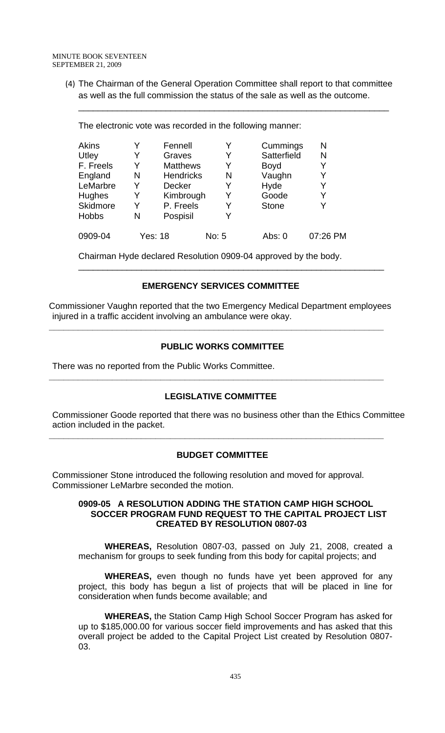(4) The Chairman of the General Operation Committee shall report to that committee as well as the full commission the status of the sale as well as the outcome.

---

The electronic vote was recorded in the following manner:

| | | | | | |
|---|---|---|---|---|---|
| Akins | Y | Fennell | Y | Cummings | N |
| Utley | Y | Graves | Y | Satterfield | N |
| F. Freels | Y | Matthews | Y | Boyd | Y |
| England | N | Hendricks | N | Vaughn | Y |
| LeMarbre | Y | Decker | Y | Hyde | Y |
| Hughes | Y | Kimbrough | Y | Goode | Y |
| Skidmore | Y | P. Freels | Y | Stone | Y |
| Hobbs | N | Pospisil | Y | | |

0909-04 Yes: 18 No: 5 Abs: 0 07:26 PM

Chairman Hyde declared Resolution 0909-04 approved by the body.

---

## EMERGENCY SERVICES COMMITTEE

Commissioner Vaughn reported that the two Emergency Medical Department employees injured in a traffic accident involving an ambulance were okay.

---

## PUBLIC WORKS COMMITTEE

There was no reported from the Public Works Committee.

---

## LEGISLATIVE COMMITTEE

Commissioner Goode reported that there was no business other than the Ethics Committee action included in the packet.

---

## BUDGET COMMITTEE

Commissioner Stone introduced the following resolution and moved for approval. Commissioner LeMarbre seconded the motion.

**0909-05 A RESOLUTION ADDING THE STATION CAMP HIGH SCHOOL SOCCER PROGRAM FUND REQUEST TO THE CAPITAL PROJECT LIST CREATED BY RESOLUTION 0807-03**

**WHEREAS,** Resolution 0807-03, passed on July 21, 2008, created a mechanism for groups to seek funding from this body for capital projects; and

**WHEREAS,** even though no funds have yet been approved for any project, this body has begun a list of projects that will be placed in line for consideration when funds become available; and

**WHEREAS,** the Station Camp High School Soccer Program has asked for up to $185,000.00 for various soccer field improvements and has asked that this overall project be added to the Capital Project List created by Resolution 0807-03.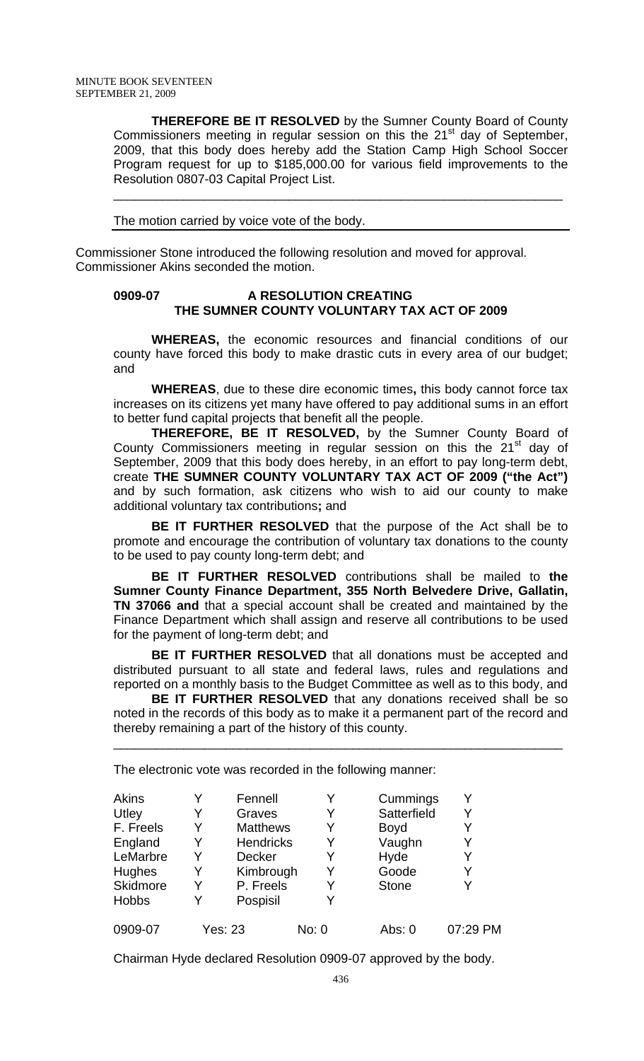**THEREFORE BE IT RESOLVED** by the Sumner County Board of County Commissioners meeting in regular session on this the 21st day of September, 2009, that this body does hereby add the Station Camp High School Soccer Program request for up to $185,000.00 for various field improvements to the Resolution 0807-03 Capital Project List.

---

The motion carried by voice vote of the body.

---

Commissioner Stone introduced the following resolution and moved for approval. Commissioner Akins seconded the motion.

**0909-07 A RESOLUTION CREATING THE SUMNER COUNTY VOLUNTARY TAX ACT OF 2009**

**WHEREAS,** the economic resources and financial conditions of our county have forced this body to make drastic cuts in every area of our budget; and

**WHEREAS**, due to these dire economic times**,** this body cannot force tax increases on its citizens yet many have offered to pay additional sums in an effort to better fund capital projects that benefit all the people.

**THEREFORE, BE IT RESOLVED,** by the Sumner County Board of County Commissioners meeting in regular session on this the 21st day of September, 2009 that this body does hereby, in an effort to pay long-term debt, create **THE SUMNER COUNTY VOLUNTARY TAX ACT OF 2009 ("the Act")** and by such formation, ask citizens who wish to aid our county to make additional voluntary tax contributions**;** and

**BE IT FURTHER RESOLVED** that the purpose of the Act shall be to promote and encourage the contribution of voluntary tax donations to the county to be used to pay county long-term debt; and

**BE IT FURTHER RESOLVED** contributions shall be mailed to **the Sumner County Finance Department, 355 North Belvedere Drive, Gallatin, TN 37066 and** that a special account shall be created and maintained by the Finance Department which shall assign and reserve all contributions to be used for the payment of long-term debt; and

**BE IT FURTHER RESOLVED** that all donations must be accepted and distributed pursuant to all state and federal laws, rules and regulations and reported on a monthly basis to the Budget Committee as well as to this body, and

**BE IT FURTHER RESOLVED** that any donations received shall be so noted in the records of this body as to make it a permanent part of the record and thereby remaining a part of the history of this county.

---

The electronic vote was recorded in the following manner:

| | | | | | |
|---|---|---|---|---|---|
| Akins | Y | Fennell | Y | Cummings | Y |
| Utley | Y | Graves | Y | Satterfield | Y |
| F. Freels | Y | Matthews | Y | Boyd | Y |
| England | Y | Hendricks | Y | Vaughn | Y |
| LeMarbre | Y | Decker | Y | Hyde | Y |
| Hughes | Y | Kimbrough | Y | Goode | Y |
| Skidmore | Y | P. Freels | Y | Stone | Y |
| Hobbs | Y | Pospisil | Y | | |

| 0909-07 | Yes: 23 | No: 0 | Abs: 0 | 07:29 PM |
|---|---|---|---|---|

Chairman Hyde declared Resolution 0909-07 approved by the body.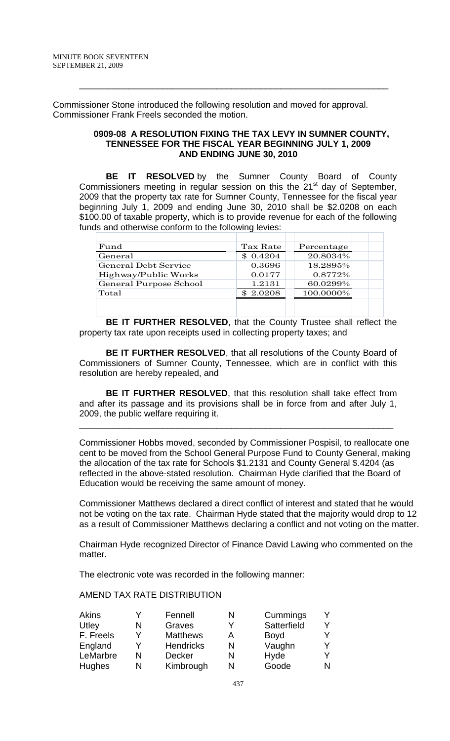Commissioner Stone introduced the following resolution and moved for approval. Commissioner Frank Freels seconded the motion.

**0909-08 A RESOLUTION FIXING THE TAX LEVY IN SUMNER COUNTY, TENNESSEE FOR THE FISCAL YEAR BEGINNING JULY 1, 2009 AND ENDING JUNE 30, 2010**

**BE IT RESOLVED** by the Sumner County Board of County Commissioners meeting in regular session on this the 21st day of September, 2009 that the property tax rate for Sumner County, Tennessee for the fiscal year beginning July 1, 2009 and ending June 30, 2010 shall be $2.0208 on each $100.00 of taxable property, which is to provide revenue for each of the following funds and otherwise conform to the following levies:

| Fund | Tax Rate | Percentage |
|---|---|---|
| General | $ 0.4204 | 20.8034% |
| General Debt Service | 0.3696 | 18.2895% |
| Highway/Public Works | 0.0177 | 0.8772% |
| General Purpose School | 1.2131 | 60.0299% |
| Total | $ 2.0208 | 100.0000% |

**BE IT FURTHER RESOLVED**, that the County Trustee shall reflect the property tax rate upon receipts used in collecting property taxes; and

**BE IT FURTHER RESOLVED**, that all resolutions of the County Board of Commissioners of Sumner County, Tennessee, which are in conflict with this resolution are hereby repealed, and

**BE IT FURTHER RESOLVED**, that this resolution shall take effect from and after its passage and its provisions shall be in force from and after July 1, 2009, the public welfare requiring it.

---

Commissioner Hobbs moved, seconded by Commissioner Pospisil, to reallocate one cent to be moved from the School General Purpose Fund to County General, making the allocation of the tax rate for Schools $1.2131 and County General $.4204 (as reflected in the above-stated resolution. Chairman Hyde clarified that the Board of Education would be receiving the same amount of money.

Commissioner Matthews declared a direct conflict of interest and stated that he would not be voting on the tax rate. Chairman Hyde stated that the majority would drop to 12 as a result of Commissioner Matthews declaring a conflict and not voting on the matter.

Chairman Hyde recognized Director of Finance David Lawing who commented on the matter.

The electronic vote was recorded in the following manner:

AMEND TAX RATE DISTRIBUTION

| | | | | | |
|---|---|---|---|---|---|
| Akins | Y | Fennell | N | Cummings | Y |
| Utley | N | Graves | Y | Satterfield | Y |
| F. Freels | Y | Matthews | A | Boyd | Y |
| England | Y | Hendricks | N | Vaughn | Y |
| LeMarbre | N | Decker | N | Hyde | Y |
| Hughes | N | Kimbrough | N | Goode | N |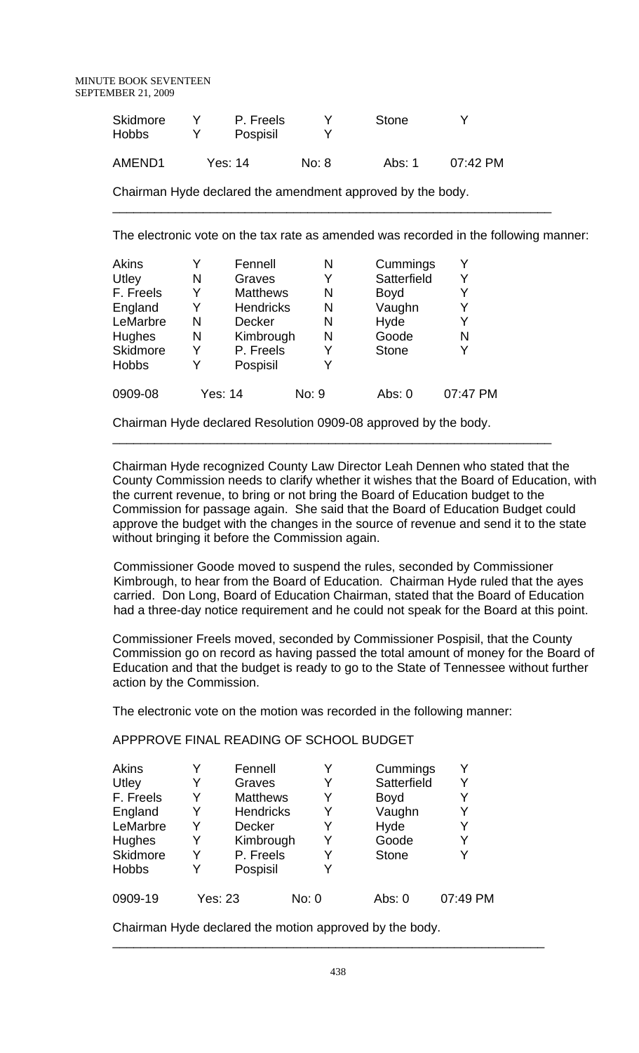| | | | | | |
|---|---|---|---|---|---|
| Skidmore | Y | P. Freels | Y | Stone | Y |
| Hobbs | Y | Pospisil | Y | | |
| AMEND1 | Yes: 14 | | No: 8 | Abs: 1 | 07:42 PM |

Chairman Hyde declared the amendment approved by the body.

---

The electronic vote on the tax rate as amended was recorded in the following manner:

| | | | | | |
|---|---|---|---|---|---|
| Akins | Y | Fennell | N | Cummings | Y |
| Utley | N | Graves | Y | Satterfield | Y |
| F. Freels | Y | Matthews | N | Boyd | Y |
| England | Y | Hendricks | N | Vaughn | Y |
| LeMarbre | N | Decker | N | Hyde | Y |
| Hughes | N | Kimbrough | N | Goode | N |
| Skidmore | Y | P. Freels | Y | Stone | Y |
| Hobbs | Y | Pospisil | Y | | |
| 0909-08 | Yes: 14 | | No: 9 | Abs: 0 | 07:47 PM |

Chairman Hyde declared Resolution 0909-08 approved by the body.

---

Chairman Hyde recognized County Law Director Leah Dennen who stated that the County Commission needs to clarify whether it wishes that the Board of Education, with the current revenue, to bring or not bring the Board of Education budget to the Commission for passage again. She said that the Board of Education Budget could approve the budget with the changes in the source of revenue and send it to the state without bringing it before the Commission again.

Commissioner Goode moved to suspend the rules, seconded by Commissioner Kimbrough, to hear from the Board of Education. Chairman Hyde ruled that the ayes carried. Don Long, Board of Education Chairman, stated that the Board of Education had a three-day notice requirement and he could not speak for the Board at this point.

Commissioner Freels moved, seconded by Commissioner Pospisil, that the County Commission go on record as having passed the total amount of money for the Board of Education and that the budget is ready to go to the State of Tennessee without further action by the Commission.

The electronic vote on the motion was recorded in the following manner:

APPPROVE FINAL READING OF SCHOOL BUDGET

| | | | | | |
|---|---|---|---|---|---|
| Akins | Y | Fennell | Y | Cummings | Y |
| Utley | Y | Graves | Y | Satterfield | Y |
| F. Freels | Y | Matthews | Y | Boyd | Y |
| England | Y | Hendricks | Y | Vaughn | Y |
| LeMarbre | Y | Decker | Y | Hyde | Y |
| Hughes | Y | Kimbrough | Y | Goode | Y |
| Skidmore | Y | P. Freels | Y | Stone | Y |
| Hobbs | Y | Pospisil | Y | | |
| 0909-19 | Yes: 23 | | No: 0 | Abs: 0 | 07:49 PM |

Chairman Hyde declared the motion approved by the body.

---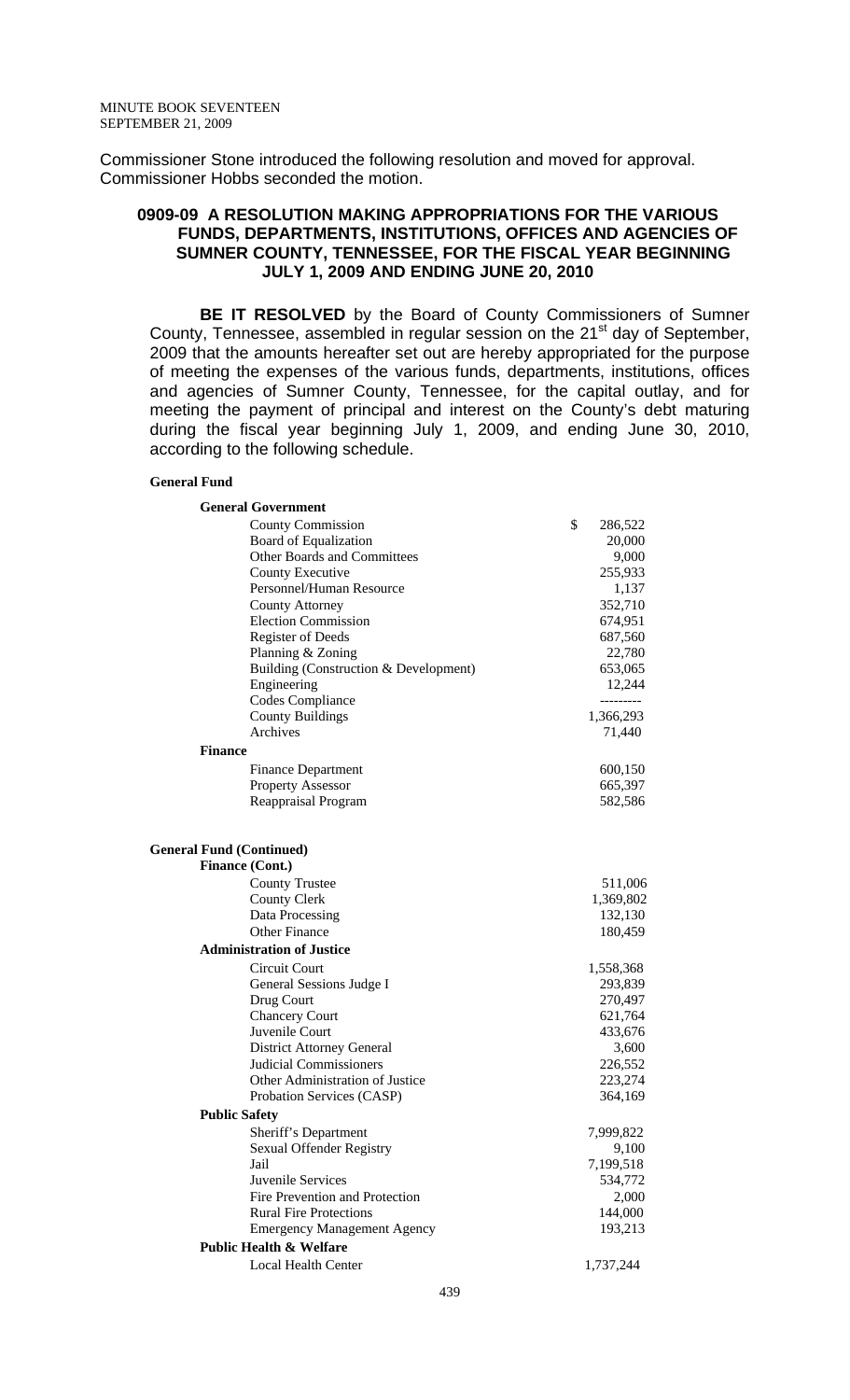Commissioner Stone introduced the following resolution and moved for approval. Commissioner Hobbs seconded the motion.

## 0909-09 A RESOLUTION MAKING APPROPRIATIONS FOR THE VARIOUS FUNDS, DEPARTMENTS, INSTITUTIONS, OFFICES AND AGENCIES OF SUMNER COUNTY, TENNESSEE, FOR THE FISCAL YEAR BEGINNING JULY 1, 2009 AND ENDING JUNE 20, 2010

**BE IT RESOLVED** by the Board of County Commissioners of Sumner County, Tennessee, assembled in regular session on the 21st day of September, 2009 that the amounts hereafter set out are hereby appropriated for the purpose of meeting the expenses of the various funds, departments, institutions, offices and agencies of Sumner County, Tennessee, for the capital outlay, and for meeting the payment of principal and interest on the County's debt maturing during the fiscal year beginning July 1, 2009, and ending June 30, 2010, according to the following schedule.

**General Fund**

| | |
|---|---|
| **General Government** | |
| County Commission | $ 286,522 |
| Board of Equalization | 20,000 |
| Other Boards and Committees | 9,000 |
| County Executive | 255,933 |
| Personnel/Human Resource | 1,137 |
| County Attorney | 352,710 |
| Election Commission | 674,951 |
| Register of Deeds | 687,560 |
| Planning & Zoning | 22,780 |
| Building (Construction & Development) | 653,065 |
| Engineering | 12,244 |
| Codes Compliance | --------- |
| County Buildings | 1,366,293 |
| Archives | 71,440 |
| **Finance** | |
| Finance Department | 600,150 |
| Property Assessor | 665,397 |
| Reappraisal Program | 582,586 |

**General Fund (Continued)**

| | |
|---|---|
| **Finance (Cont.)** | |
| County Trustee | 511,006 |
| County Clerk | 1,369,802 |
| Data Processing | 132,130 |
| Other Finance | 180,459 |
| **Administration of Justice** | |
| Circuit Court | 1,558,368 |
| General Sessions Judge I | 293,839 |
| Drug Court | 270,497 |
| Chancery Court | 621,764 |
| Juvenile Court | 433,676 |
| District Attorney General | 3,600 |
| Judicial Commissioners | 226,552 |
| Other Administration of Justice | 223,274 |
| Probation Services (CASP) | 364,169 |
| **Public Safety** | |
| Sheriff's Department | 7,999,822 |
| Sexual Offender Registry | 9,100 |
| Jail | 7,199,518 |
| Juvenile Services | 534,772 |
| Fire Prevention and Protection | 2,000 |
| Rural Fire Protections | 144,000 |
| Emergency Management Agency | 193,213 |
| **Public Health & Welfare** | |
| Local Health Center | 1,737,244 |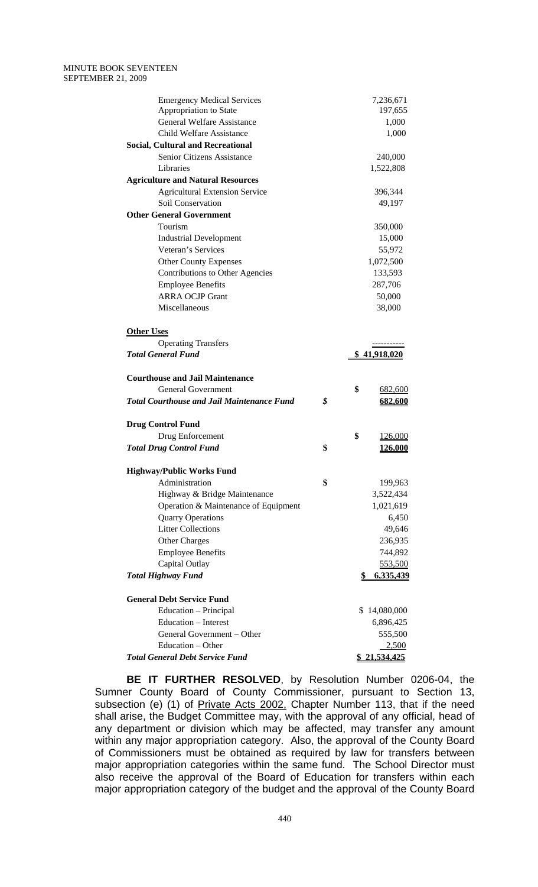| | | |
|---|---|---|
| Emergency Medical Services | | 7,236,671 |
| Appropriation to State | | 197,655 |
| General Welfare Assistance | | 1,000 |
| Child Welfare Assistance | | 1,000 |
| **Social, Cultural and Recreational** | | |
| Senior Citizens Assistance | | 240,000 |
| Libraries | | 1,522,808 |
| **Agriculture and Natural Resources** | | |
| Agricultural Extension Service | | 396,344 |
| Soil Conservation | | 49,197 |
| **Other General Government** | | |
| Tourism | | 350,000 |
| Industrial Development | | 15,000 |
| Veteran's Services | | 55,972 |
| Other County Expenses | | 1,072,500 |
| Contributions to Other Agencies | | 133,593 |
| Employee Benefits | | 287,706 |
| ARRA OCJP Grant | | 50,000 |
| Miscellaneous | | 38,000 |
| | | |
| **Other Uses** | | |
| Operating Transfers | | ---------- |
| ***Total General Fund*** | | **$ 41,918,020** |
| | | |
| **Courthouse and Jail Maintenance** | | |
| General Government | | $ 682,600 |
| ***Total Courthouse and Jail Maintenance Fund*** | ***$*** | **682,600** |
| | | |
| **Drug Control Fund** | | |
| Drug Enforcement | | $ 126,000 |
| ***Total Drug Control Fund*** | **$** | **126,000** |
| | | |
| **Highway/Public Works Fund** | | |
| Administration | $ | 199,963 |
| Highway & Bridge Maintenance | | 3,522,434 |
| Operation & Maintenance of Equipment | | 1,021,619 |
| Quarry Operations | | 6,450 |
| Litter Collections | | 49,646 |
| Other Charges | | 236,935 |
| Employee Benefits | | 744,892 |
| Capital Outlay | | 553,500 |
| ***Total Highway Fund*** | | **$ 6,335,439** |
| | | |
| **General Debt Service Fund** | | |
| Education – Principal | | $ 14,080,000 |
| Education – Interest | | 6,896,425 |
| General Government – Other | | 555,500 |
| Education – Other | | 2,500 |
| ***Total General Debt Service Fund*** | | **$ 21,534,425** |

**BE IT FURTHER RESOLVED**, by Resolution Number 0206-04, the Sumner County Board of County Commissioner, pursuant to Section 13, subsection (e) (1) of Private Acts 2002, Chapter Number 113, that if the need shall arise, the Budget Committee may, with the approval of any official, head of any department or division which may be affected, may transfer any amount within any major appropriation category. Also, the approval of the County Board of Commissioners must be obtained as required by law for transfers between major appropriation categories within the same fund. The School Director must also receive the approval of the Board of Education for transfers within each major appropriation category of the budget and the approval of the County Board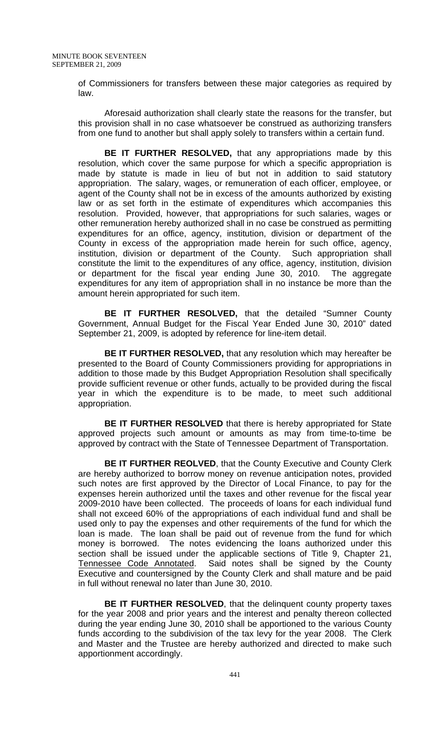of Commissioners for transfers between these major categories as required by law.

Aforesaid authorization shall clearly state the reasons for the transfer, but this provision shall in no case whatsoever be construed as authorizing transfers from one fund to another but shall apply solely to transfers within a certain fund.

**BE IT FURTHER RESOLVED,** that any appropriations made by this resolution, which cover the same purpose for which a specific appropriation is made by statute is made in lieu of but not in addition to said statutory appropriation. The salary, wages, or remuneration of each officer, employee, or agent of the County shall not be in excess of the amounts authorized by existing law or as set forth in the estimate of expenditures which accompanies this resolution. Provided, however, that appropriations for such salaries, wages or other remuneration hereby authorized shall in no case be construed as permitting expenditures for an office, agency, institution, division or department of the County in excess of the appropriation made herein for such office, agency, institution, division or department of the County. Such appropriation shall constitute the limit to the expenditures of any office, agency, institution, division or department for the fiscal year ending June 30, 2010. The aggregate expenditures for any item of appropriation shall in no instance be more than the amount herein appropriated for such item.

**BE IT FURTHER RESOLVED,** that the detailed "Sumner County Government, Annual Budget for the Fiscal Year Ended June 30, 2010" dated September 21, 2009, is adopted by reference for line-item detail.

**BE IT FURTHER RESOLVED,** that any resolution which may hereafter be presented to the Board of County Commissioners providing for appropriations in addition to those made by this Budget Appropriation Resolution shall specifically provide sufficient revenue or other funds, actually to be provided during the fiscal year in which the expenditure is to be made, to meet such additional appropriation.

**BE IT FURTHER RESOLVED** that there is hereby appropriated for State approved projects such amount or amounts as may from time-to-time be approved by contract with the State of Tennessee Department of Transportation.

**BE IT FURTHER REOLVED**, that the County Executive and County Clerk are hereby authorized to borrow money on revenue anticipation notes, provided such notes are first approved by the Director of Local Finance, to pay for the expenses herein authorized until the taxes and other revenue for the fiscal year 2009-2010 have been collected. The proceeds of loans for each individual fund shall not exceed 60% of the appropriations of each individual fund and shall be used only to pay the expenses and other requirements of the fund for which the loan is made. The loan shall be paid out of revenue from the fund for which money is borrowed. The notes evidencing the loans authorized under this section shall be issued under the applicable sections of Title 9, Chapter 21, Tennessee Code Annotated. Said notes shall be signed by the County Executive and countersigned by the County Clerk and shall mature and be paid in full without renewal no later than June 30, 2010.

**BE IT FURTHER RESOLVED**, that the delinquent county property taxes for the year 2008 and prior years and the interest and penalty thereon collected during the year ending June 30, 2010 shall be apportioned to the various County funds according to the subdivision of the tax levy for the year 2008. The Clerk and Master and the Trustee are hereby authorized and directed to make such apportionment accordingly.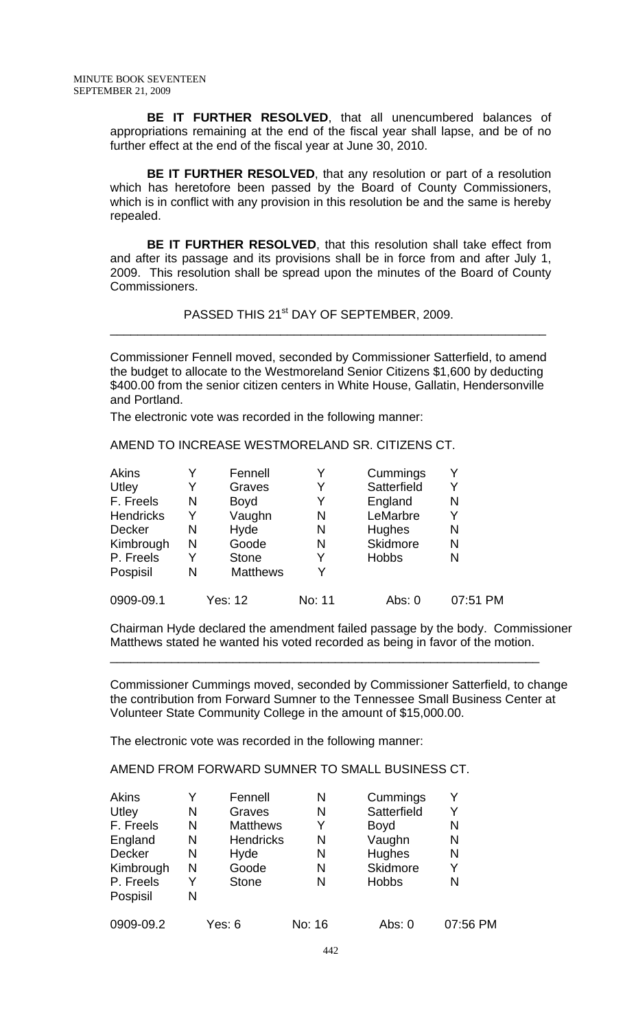**BE IT FURTHER RESOLVED**, that all unencumbered balances of appropriations remaining at the end of the fiscal year shall lapse, and be of no further effect at the end of the fiscal year at June 30, 2010.

**BE IT FURTHER RESOLVED**, that any resolution or part of a resolution which has heretofore been passed by the Board of County Commissioners, which is in conflict with any provision in this resolution be and the same is hereby repealed.

**BE IT FURTHER RESOLVED**, that this resolution shall take effect from and after its passage and its provisions shall be in force from and after July 1, 2009. This resolution shall be spread upon the minutes of the Board of County Commissioners.

PASSED THIS 21st DAY OF SEPTEMBER, 2009.

---

Commissioner Fennell moved, seconded by Commissioner Satterfield, to amend the budget to allocate to the Westmoreland Senior Citizens $1,600 by deducting $400.00 from the senior citizen centers in White House, Gallatin, Hendersonville and Portland.

The electronic vote was recorded in the following manner:

AMEND TO INCREASE WESTMORELAND SR. CITIZENS CT.

| | | | | | |
|---|---|---|---|---|---|
| Akins | Y | Fennell | Y | Cummings | Y |
| Utley | Y | Graves | Y | Satterfield | Y |
| F. Freels | N | Boyd | Y | England | N |
| Hendricks | Y | Vaughn | N | LeMarbre | Y |
| Decker | N | Hyde | N | Hughes | N |
| Kimbrough | N | Goode | N | Skidmore | N |
| P. Freels | Y | Stone | Y | Hobbs | N |
| Pospisil | N | Matthews | Y | | |

0909-09.1 Yes: 12 No: 11 Abs: 0 07:51 PM

Chairman Hyde declared the amendment failed passage by the body. Commissioner Matthews stated he wanted his voted recorded as being in favor of the motion.

---

Commissioner Cummings moved, seconded by Commissioner Satterfield, to change the contribution from Forward Sumner to the Tennessee Small Business Center at Volunteer State Community College in the amount of $15,000.00.

The electronic vote was recorded in the following manner:

AMEND FROM FORWARD SUMNER TO SMALL BUSINESS CT.

| | | | | | |
|---|---|---|---|---|---|
| Akins | Y | Fennell | N | Cummings | Y |
| Utley | N | Graves | N | Satterfield | Y |
| F. Freels | N | Matthews | Y | Boyd | N |
| England | N | Hendricks | N | Vaughn | N |
| Decker | N | Hyde | N | Hughes | N |
| Kimbrough | N | Goode | N | Skidmore | Y |
| P. Freels | Y | Stone | N | Hobbs | N |
| Pospisil | N | | | | |

0909-09.2 Yes: 6 No: 16 Abs: 0 07:56 PM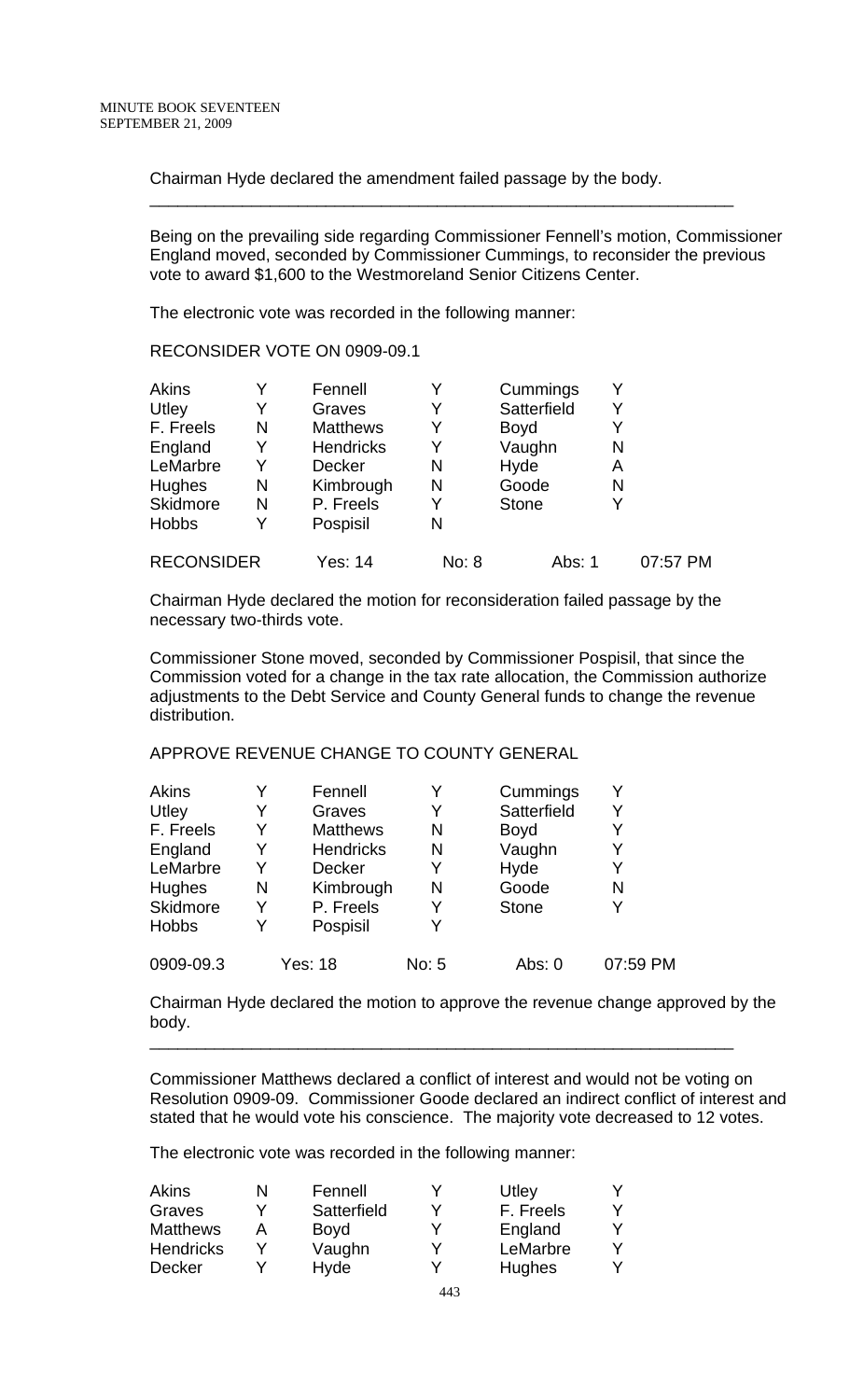Chairman Hyde declared the amendment failed passage by the body.

---

Being on the prevailing side regarding Commissioner Fennell's motion, Commissioner England moved, seconded by Commissioner Cummings, to reconsider the previous vote to award $1,600 to the Westmoreland Senior Citizens Center.

The electronic vote was recorded in the following manner:

RECONSIDER VOTE ON 0909-09.1

| | | | | | |
|---|---|---|---|---|---|
| Akins | Y | Fennell | Y | Cummings | Y |
| Utley | Y | Graves | Y | Satterfield | Y |
| F. Freels | N | Matthews | Y | Boyd | Y |
| England | Y | Hendricks | Y | Vaughn | N |
| LeMarbre | Y | Decker | N | Hyde | A |
| Hughes | N | Kimbrough | N | Goode | N |
| Skidmore | N | P. Freels | Y | Stone | Y |
| Hobbs | Y | Pospisil | N | | |

RECONSIDER Yes: 14 No: 8 Abs: 1 07:57 PM

Chairman Hyde declared the motion for reconsideration failed passage by the necessary two-thirds vote.

Commissioner Stone moved, seconded by Commissioner Pospisil, that since the Commission voted for a change in the tax rate allocation, the Commission authorize adjustments to the Debt Service and County General funds to change the revenue distribution.

APPROVE REVENUE CHANGE TO COUNTY GENERAL

| | | | | | |
|---|---|---|---|---|---|
| Akins | Y | Fennell | Y | Cummings | Y |
| Utley | Y | Graves | Y | Satterfield | Y |
| F. Freels | Y | Matthews | N | Boyd | Y |
| England | Y | Hendricks | N | Vaughn | Y |
| LeMarbre | Y | Decker | Y | Hyde | Y |
| Hughes | N | Kimbrough | N | Goode | N |
| Skidmore | Y | P. Freels | Y | Stone | Y |
| Hobbs | Y | Pospisil | Y | | |

0909-09.3 Yes: 18 No: 5 Abs: 0 07:59 PM

Chairman Hyde declared the motion to approve the revenue change approved by the body.

---

Commissioner Matthews declared a conflict of interest and would not be voting on Resolution 0909-09. Commissioner Goode declared an indirect conflict of interest and stated that he would vote his conscience. The majority vote decreased to 12 votes.

The electronic vote was recorded in the following manner:

| | | | | | |
|---|---|---|---|---|---|
| Akins | N | Fennell | Y | Utley | Y |
| Graves | Y | Satterfield | Y | F. Freels | Y |
| Matthews | A | Boyd | Y | England | Y |
| Hendricks | Y | Vaughn | Y | LeMarbre | Y |
| Decker | Y | Hyde | Y | Hughes | Y |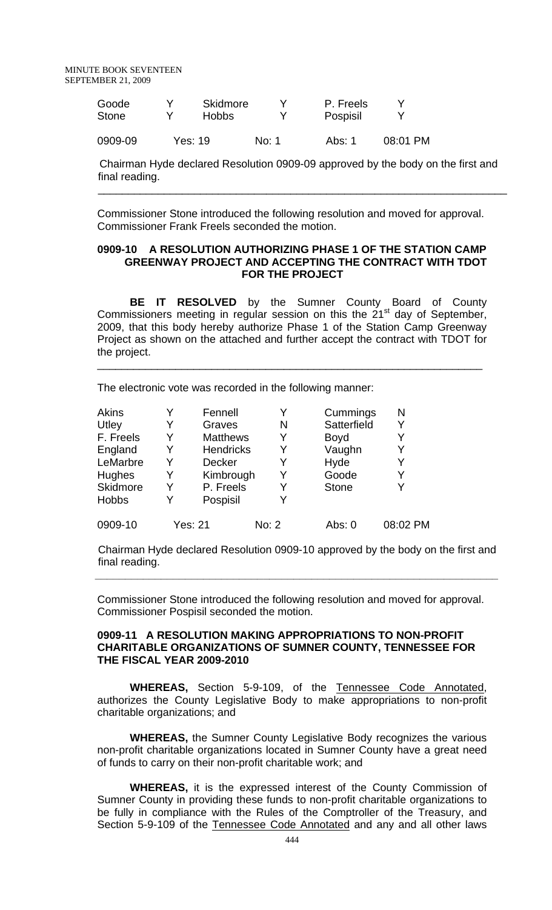| Goode | Y | Skidmore | Y | P. Freels | Y |
|---|---|---|---|---|---|
| Stone | Y | Hobbs | Y | Pospisil | Y |

| 0909-09 | Yes: 19 | No: 1 | Abs: 1 | 08:01 PM |
|---|---|---|---|---|

Chairman Hyde declared Resolution 0909-09 approved by the body on the first and final reading.

---

Commissioner Stone introduced the following resolution and moved for approval. Commissioner Frank Freels seconded the motion.

**0909-10 A RESOLUTION AUTHORIZING PHASE 1 OF THE STATION CAMP GREENWAY PROJECT AND ACCEPTING THE CONTRACT WITH TDOT FOR THE PROJECT**

**BE IT RESOLVED** by the Sumner County Board of County Commissioners meeting in regular session on this the 21st day of September, 2009, that this body hereby authorize Phase 1 of the Station Camp Greenway Project as shown on the attached and further accept the contract with TDOT for the project.

---

The electronic vote was recorded in the following manner:

| Akins | Y | Fennell | Y | Cummings | N |
|---|---|---|---|---|---|
| Utley | Y | Graves | N | Satterfield | Y |
| F. Freels | Y | Matthews | Y | Boyd | Y |
| England | Y | Hendricks | Y | Vaughn | Y |
| LeMarbre | Y | Decker | Y | Hyde | Y |
| Hughes | Y | Kimbrough | Y | Goode | Y |
| Skidmore | Y | P. Freels | Y | Stone | Y |
| Hobbs | Y | Pospisil | Y | | |

| 0909-10 | Yes: 21 | No: 2 | Abs: 0 | 08:02 PM |
|---|---|---|---|---|

Chairman Hyde declared Resolution 0909-10 approved by the body on the first and final reading.

---

Commissioner Stone introduced the following resolution and moved for approval. Commissioner Pospisil seconded the motion.

**0909-11 A RESOLUTION MAKING APPROPRIATIONS TO NON-PROFIT CHARITABLE ORGANIZATIONS OF SUMNER COUNTY, TENNESSEE FOR THE FISCAL YEAR 2009-2010**

**WHEREAS,** Section 5-9-109, of the Tennessee Code Annotated, authorizes the County Legislative Body to make appropriations to non-profit charitable organizations; and

**WHEREAS,** the Sumner County Legislative Body recognizes the various non-profit charitable organizations located in Sumner County have a great need of funds to carry on their non-profit charitable work; and

**WHEREAS,** it is the expressed interest of the County Commission of Sumner County in providing these funds to non-profit charitable organizations to be fully in compliance with the Rules of the Comptroller of the Treasury, and Section 5-9-109 of the Tennessee Code Annotated and any and all other laws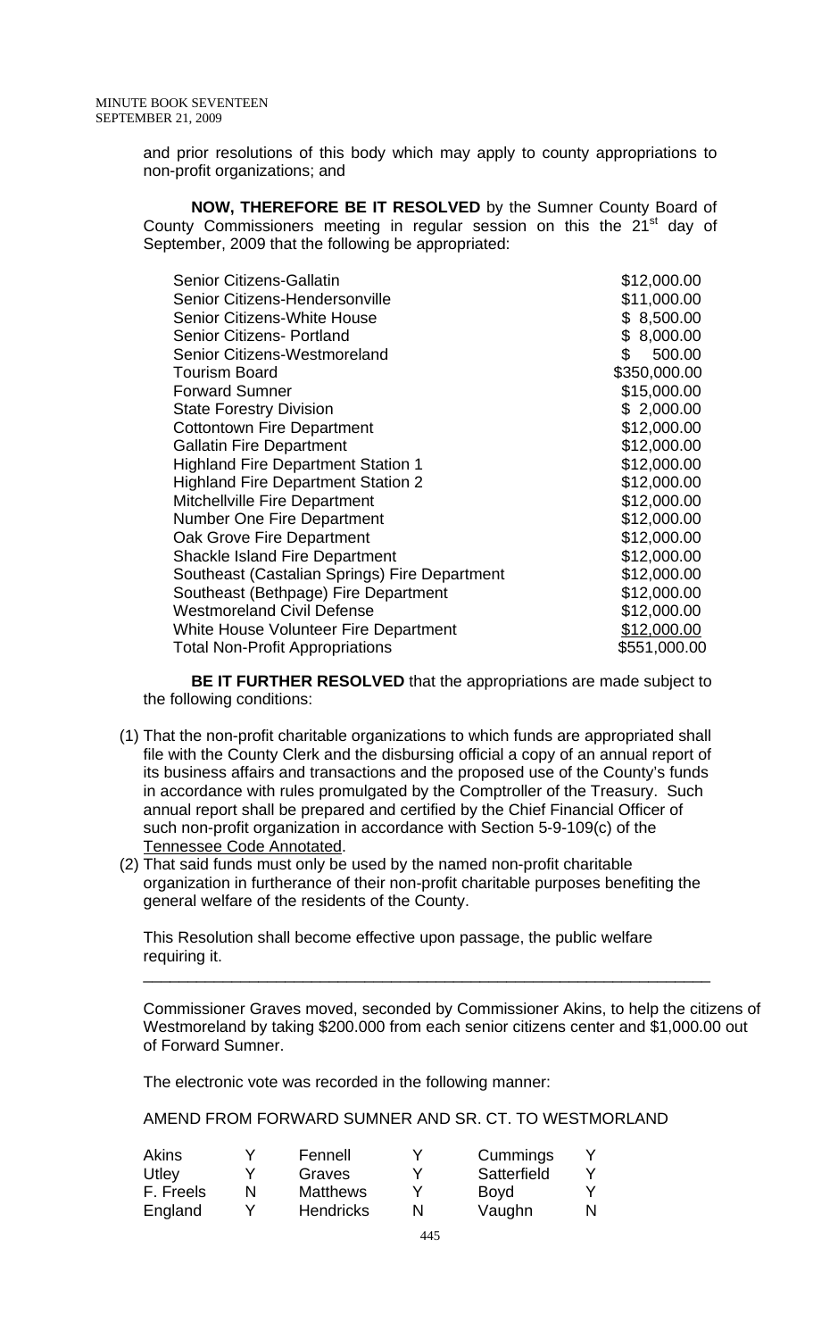and prior resolutions of this body which may apply to county appropriations to non-profit organizations; and

**NOW, THEREFORE BE IT RESOLVED** by the Sumner County Board of County Commissioners meeting in regular session on this the 21st day of September, 2009 that the following be appropriated:

| | |
|---|---|
| Senior Citizens-Gallatin | $12,000.00 |
| Senior Citizens-Hendersonville | $11,000.00 |
| Senior Citizens-White House | $ 8,500.00 |
| Senior Citizens- Portland | $ 8,000.00 |
| Senior Citizens-Westmoreland | $ 500.00 |
| Tourism Board | $350,000.00 |
| Forward Sumner | $15,000.00 |
| State Forestry Division | $ 2,000.00 |
| Cottontown Fire Department | $12,000.00 |
| Gallatin Fire Department | $12,000.00 |
| Highland Fire Department Station 1 | $12,000.00 |
| Highland Fire Department Station 2 | $12,000.00 |
| Mitchellville Fire Department | $12,000.00 |
| Number One Fire Department | $12,000.00 |
| Oak Grove Fire Department | $12,000.00 |
| Shackle Island Fire Department | $12,000.00 |
| Southeast (Castalian Springs) Fire Department | $12,000.00 |
| Southeast (Bethpage) Fire Department | $12,000.00 |
| Westmoreland Civil Defense | $12,000.00 |
| White House Volunteer Fire Department | $12,000.00 |
| Total Non-Profit Appropriations | $551,000.00 |

**BE IT FURTHER RESOLVED** that the appropriations are made subject to the following conditions:

(1) That the non-profit charitable organizations to which funds are appropriated shall file with the County Clerk and the disbursing official a copy of an annual report of its business affairs and transactions and the proposed use of the County's funds in accordance with rules promulgated by the Comptroller of the Treasury. Such annual report shall be prepared and certified by the Chief Financial Officer of such non-profit organization in accordance with Section 5-9-109(c) of the Tennessee Code Annotated.

(2) That said funds must only be used by the named non-profit charitable organization in furtherance of their non-profit charitable purposes benefiting the general welfare of the residents of the County.

This Resolution shall become effective upon passage, the public welfare requiring it.

---

Commissioner Graves moved, seconded by Commissioner Akins, to help the citizens of Westmoreland by taking $200.000 from each senior citizens center and $1,000.00 out of Forward Sumner.

The electronic vote was recorded in the following manner:

AMEND FROM FORWARD SUMNER AND SR. CT. TO WESTMORLAND

| | | | | | |
|---|---|---|---|---|---|
| Akins | Y | Fennell | Y | Cummings | Y |
| Utley | Y | Graves | Y | Satterfield | Y |
| F. Freels | N | Matthews | Y | Boyd | Y |
| England | Y | Hendricks | N | Vaughn | N |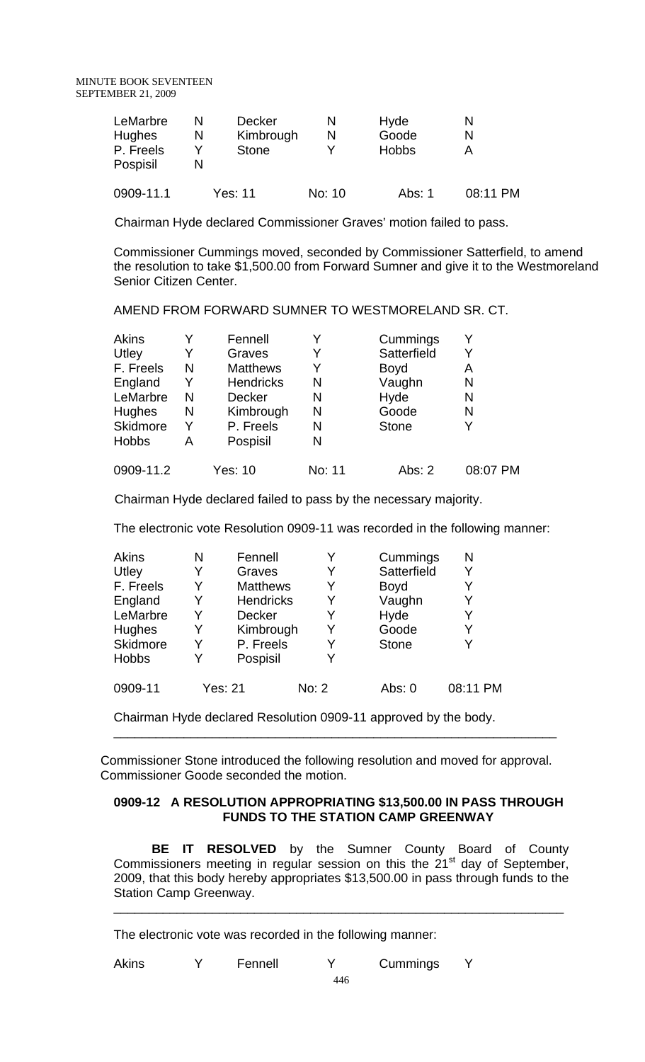| | | | | | |
|---|---|---|---|---|---|
| LeMarbre | N | Decker | N | Hyde | N |
| Hughes | N | Kimbrough | N | Goode | N |
| P. Freels | Y | Stone | Y | Hobbs | A |
| Pospisil | N | | | | |

0909-11.1 Yes: 11 No: 10 Abs: 1 08:11 PM

Chairman Hyde declared Commissioner Graves' motion failed to pass.

Commissioner Cummings moved, seconded by Commissioner Satterfield, to amend the resolution to take $1,500.00 from Forward Sumner and give it to the Westmoreland Senior Citizen Center.

AMEND FROM FORWARD SUMNER TO WESTMORELAND SR. CT.

| | | | | | |
|---|---|---|---|---|---|
| Akins | Y | Fennell | Y | Cummings | Y |
| Utley | Y | Graves | Y | Satterfield | Y |
| F. Freels | N | Matthews | Y | Boyd | A |
| England | Y | Hendricks | N | Vaughn | N |
| LeMarbre | N | Decker | N | Hyde | N |
| Hughes | N | Kimbrough | N | Goode | N |
| Skidmore | Y | P. Freels | N | Stone | Y |
| Hobbs | A | Pospisil | N | | |

0909-11.2 Yes: 10 No: 11 Abs: 2 08:07 PM

Chairman Hyde declared failed to pass by the necessary majority.

The electronic vote Resolution 0909-11 was recorded in the following manner:

| | | | | | |
|---|---|---|---|---|---|
| Akins | N | Fennell | Y | Cummings | N |
| Utley | Y | Graves | Y | Satterfield | Y |
| F. Freels | Y | Matthews | Y | Boyd | Y |
| England | Y | Hendricks | Y | Vaughn | Y |
| LeMarbre | Y | Decker | Y | Hyde | Y |
| Hughes | Y | Kimbrough | Y | Goode | Y |
| Skidmore | Y | P. Freels | Y | Stone | Y |
| Hobbs | Y | Pospisil | Y | | |

0909-11 Yes: 21 No: 2 Abs: 0 08:11 PM

Chairman Hyde declared Resolution 0909-11 approved by the body.

---

Commissioner Stone introduced the following resolution and moved for approval. Commissioner Goode seconded the motion.

**0909-12 A RESOLUTION APPROPRIATING $13,500.00 IN PASS THROUGH FUNDS TO THE STATION CAMP GREENWAY**

**BE IT RESOLVED** by the Sumner County Board of County Commissioners meeting in regular session on this the 21st day of September, 2009, that this body hereby appropriates $13,500.00 in pass through funds to the Station Camp Greenway.

---

The electronic vote was recorded in the following manner:

| | | | | | |
|---|---|---|---|---|---|
| Akins | Y | Fennell | Y | Cummings | Y |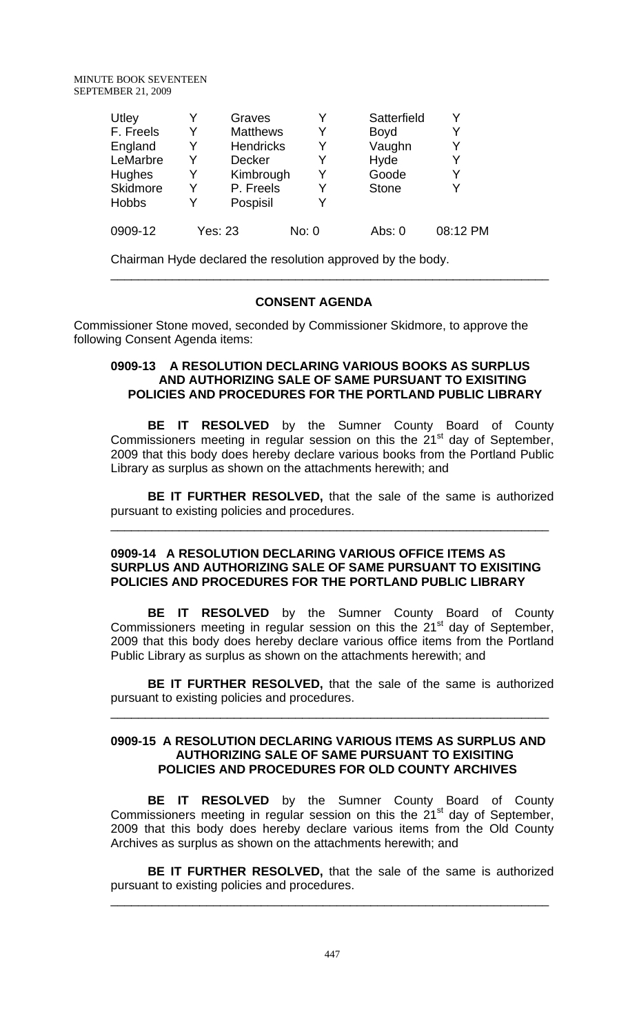| Utley | Y | Graves | Y | Satterfield | Y |
|---|---|---|---|---|---|
| F. Freels | Y | Matthews | Y | Boyd | Y |
| England | Y | Hendricks | Y | Vaughn | Y |
| LeMarbre | Y | Decker | Y | Hyde | Y |
| Hughes | Y | Kimbrough | Y | Goode | Y |
| Skidmore | Y | P. Freels | Y | Stone | Y |
| Hobbs | Y | Pospisil | Y | | |
| 0909-12 | Yes: 23 | | No: 0 | Abs: 0 | 08:12 PM |

Chairman Hyde declared the resolution approved by the body.

---

## CONSENT AGENDA

Commissioner Stone moved, seconded by Commissioner Skidmore, to approve the following Consent Agenda items:

### 0909-13 A RESOLUTION DECLARING VARIOUS BOOKS AS SURPLUS AND AUTHORIZING SALE OF SAME PURSUANT TO EXISITING POLICIES AND PROCEDURES FOR THE PORTLAND PUBLIC LIBRARY

**BE IT RESOLVED** by the Sumner County Board of County Commissioners meeting in regular session on this the 21st day of September, 2009 that this body does hereby declare various books from the Portland Public Library as surplus as shown on the attachments herewith; and

**BE IT FURTHER RESOLVED,** that the sale of the same is authorized pursuant to existing policies and procedures.

---

### 0909-14 A RESOLUTION DECLARING VARIOUS OFFICE ITEMS AS SURPLUS AND AUTHORIZING SALE OF SAME PURSUANT TO EXISITING POLICIES AND PROCEDURES FOR THE PORTLAND PUBLIC LIBRARY

**BE IT RESOLVED** by the Sumner County Board of County Commissioners meeting in regular session on this the 21st day of September, 2009 that this body does hereby declare various office items from the Portland Public Library as surplus as shown on the attachments herewith; and

**BE IT FURTHER RESOLVED,** that the sale of the same is authorized pursuant to existing policies and procedures.

---

### 0909-15 A RESOLUTION DECLARING VARIOUS ITEMS AS SURPLUS AND AUTHORIZING SALE OF SAME PURSUANT TO EXISITING POLICIES AND PROCEDURES FOR OLD COUNTY ARCHIVES

**BE IT RESOLVED** by the Sumner County Board of County Commissioners meeting in regular session on this the 21st day of September, 2009 that this body does hereby declare various items from the Old County Archives as surplus as shown on the attachments herewith; and

**BE IT FURTHER RESOLVED,** that the sale of the same is authorized pursuant to existing policies and procedures.

---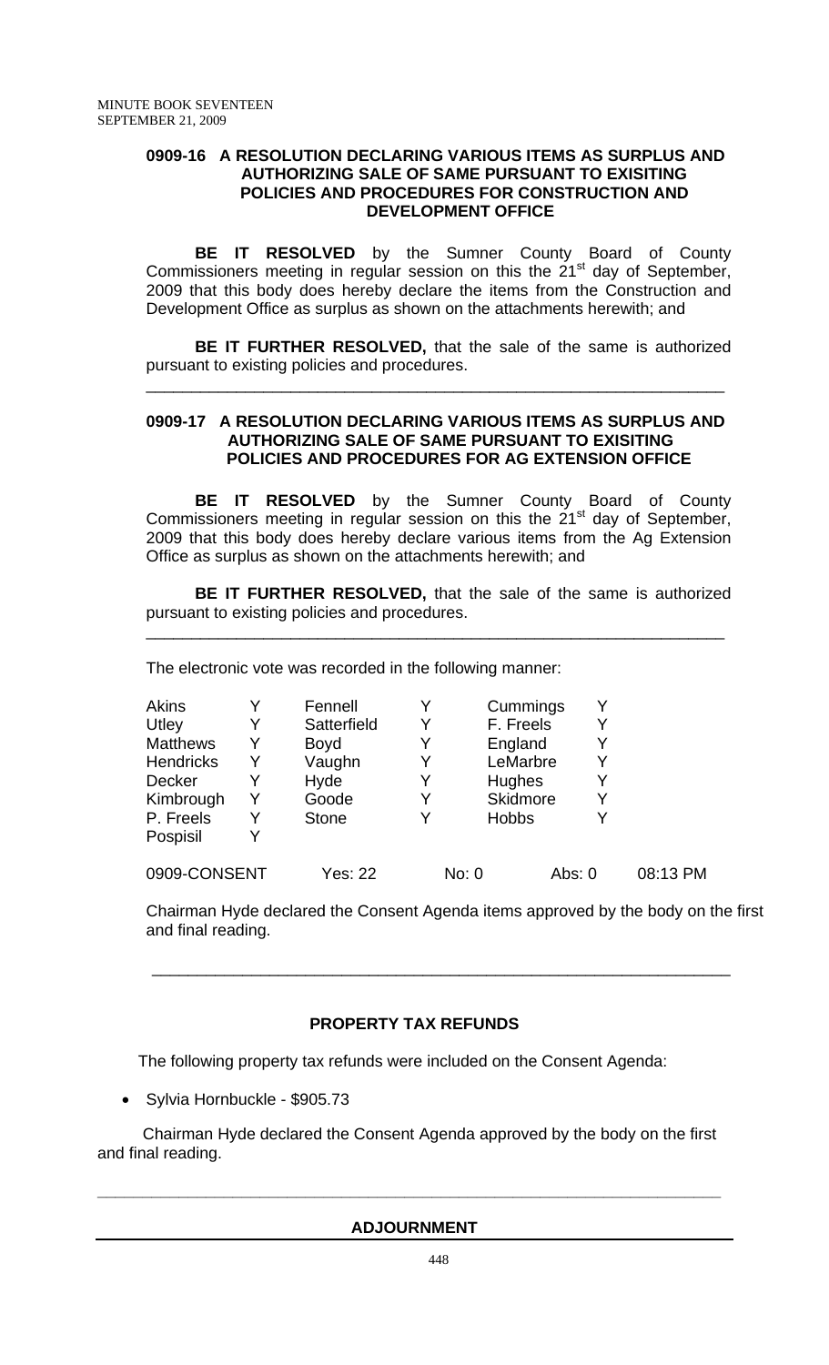**0909-16 A RESOLUTION DECLARING VARIOUS ITEMS AS SURPLUS AND AUTHORIZING SALE OF SAME PURSUANT TO EXISITING POLICIES AND PROCEDURES FOR CONSTRUCTION AND DEVELOPMENT OFFICE**

**BE IT RESOLVED** by the Sumner County Board of County Commissioners meeting in regular session on this the 21st day of September, 2009 that this body does hereby declare the items from the Construction and Development Office as surplus as shown on the attachments herewith; and

**BE IT FURTHER RESOLVED,** that the sale of the same is authorized pursuant to existing policies and procedures.

---

**0909-17 A RESOLUTION DECLARING VARIOUS ITEMS AS SURPLUS AND AUTHORIZING SALE OF SAME PURSUANT TO EXISITING POLICIES AND PROCEDURES FOR AG EXTENSION OFFICE**

**BE IT RESOLVED** by the Sumner County Board of County Commissioners meeting in regular session on this the 21st day of September, 2009 that this body does hereby declare various items from the Ag Extension Office as surplus as shown on the attachments herewith; and

**BE IT FURTHER RESOLVED,** that the sale of the same is authorized pursuant to existing policies and procedures.

---

The electronic vote was recorded in the following manner:

| | | | | | |
|---|---|---|---|---|---|
| Akins | Y | Fennell | Y | Cummings | Y |
| Utley | Y | Satterfield | Y | F. Freels | Y |
| Matthews | Y | Boyd | Y | England | Y |
| Hendricks | Y | Vaughn | Y | LeMarbre | Y |
| Decker | Y | Hyde | Y | Hughes | Y |
| Kimbrough | Y | Goode | Y | Skidmore | Y |
| P. Freels | Y | Stone | Y | Hobbs | Y |
| Pospisil | Y | | | | |

0909-CONSENT Yes: 22 No: 0 Abs: 0 08:13 PM

Chairman Hyde declared the Consent Agenda items approved by the body on the first and final reading.

---

**PROPERTY TAX REFUNDS**

The following property tax refunds were included on the Consent Agenda:

- Sylvia Hornbuckle - $905.73

Chairman Hyde declared the Consent Agenda approved by the body on the first and final reading.

---

**ADJOURNMENT**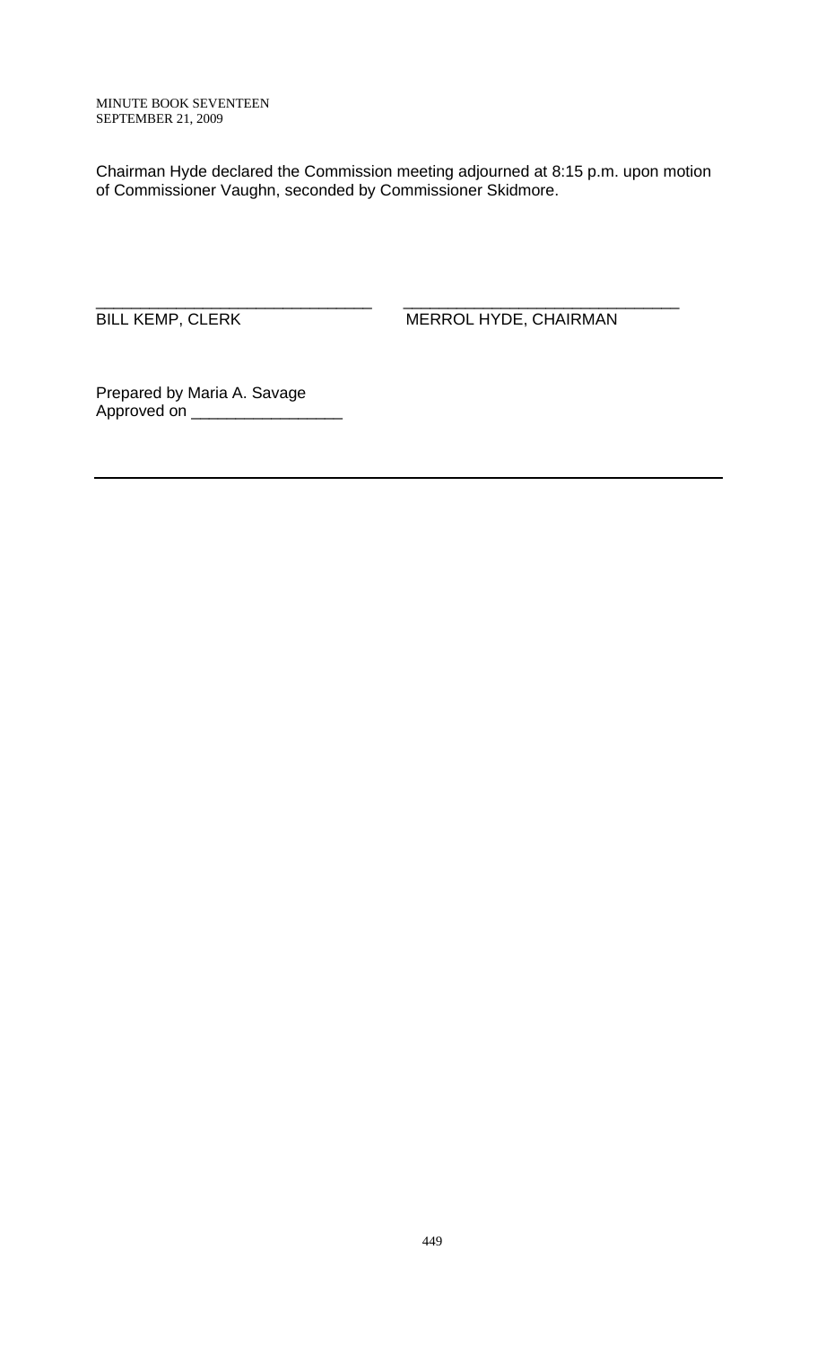Chairman Hyde declared the Commission meeting adjourned at 8:15 p.m. upon motion of Commissioner Vaughn, seconded by Commissioner Skidmore.

| | |
|---|---|
| _______________________________ | _______________________________ |
| BILL KEMP, CLERK | MERROL HYDE, CHAIRMAN |

Prepared by Maria A. Savage
Approved on _________________

---